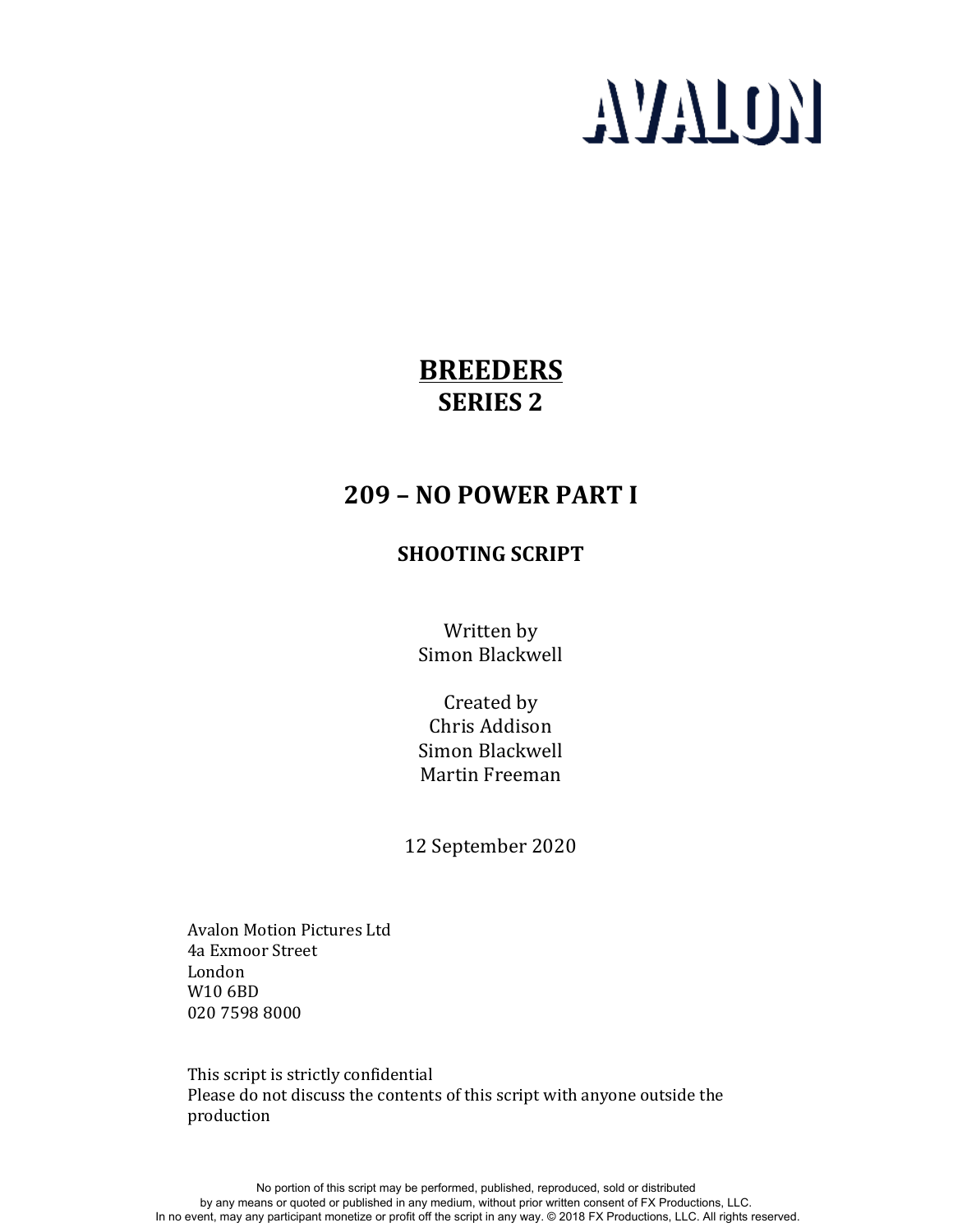AVALON

# BREEDERS

## SERIES 2

## 209 – NO POWER PART I

### SHOOTING SCRIPT

Written by
Simon Blackwell

Created by
Chris Addison
Simon Blackwell
Martin Freeman

12 September 2020

Avalon Motion Pictures Ltd
4a Exmoor Street
London
W10 6BD
020 7598 8000

This script is strictly confidential
Please do not discuss the contents of this script with anyone outside the production

No portion of this script may be performed, published, reproduced, sold or distributed by any means or quoted or published in any medium, without prior written consent of FX Productions, LLC. In no event, may any participant monetize or profit off the script in any way. © 2018 FX Productions, LLC. All rights reserved.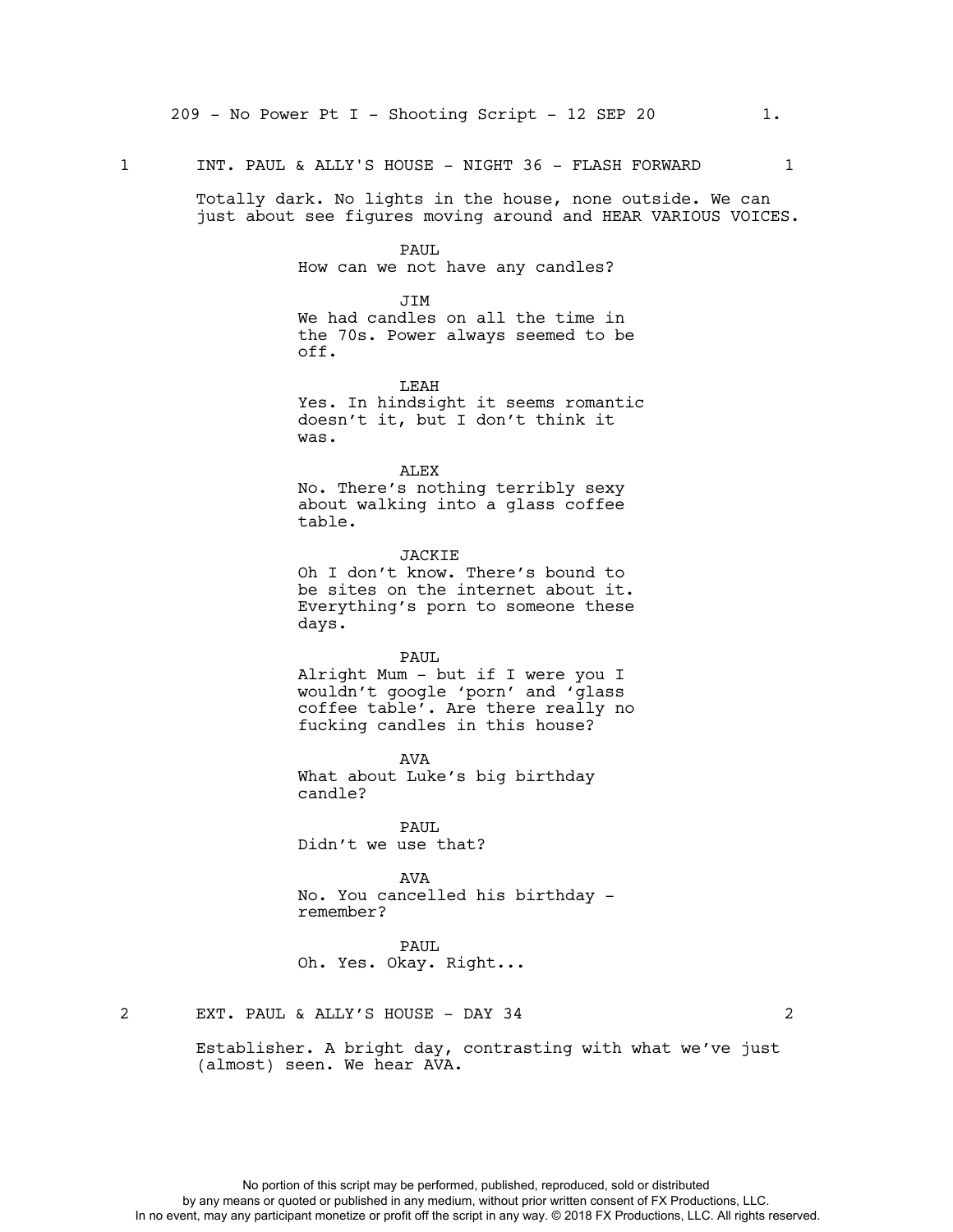1 INT. PAUL & ALLY'S HOUSE - NIGHT 36 - FLASH FORWARD 1

Totally dark. No lights in the house, none outside. We can just about see figures moving around and HEAR VARIOUS VOICES.

PAUL
How can we not have any candles?

JIM
We had candles on all the time in the 70s. Power always seemed to be off.

LEAH
Yes. In hindsight it seems romantic doesn't it, but I don't think it was.

ALEX
No. There's nothing terribly sexy about walking into a glass coffee table.

JACKIE
Oh I don't know. There's bound to be sites on the internet about it. Everything's porn to someone these days.

PAUL
Alright Mum - but if I were you I wouldn't google 'porn' and 'glass coffee table'. Are there really no fucking candles in this house?

AVA
What about Luke's big birthday candle?

PAUL
Didn't we use that?

AVA
No. You cancelled his birthday - remember?

PAUL
Oh. Yes. Okay. Right...

2 EXT. PAUL & ALLY'S HOUSE - DAY 34 2

Establisher. A bright day, contrasting with what we've just (almost) seen. We hear AVA.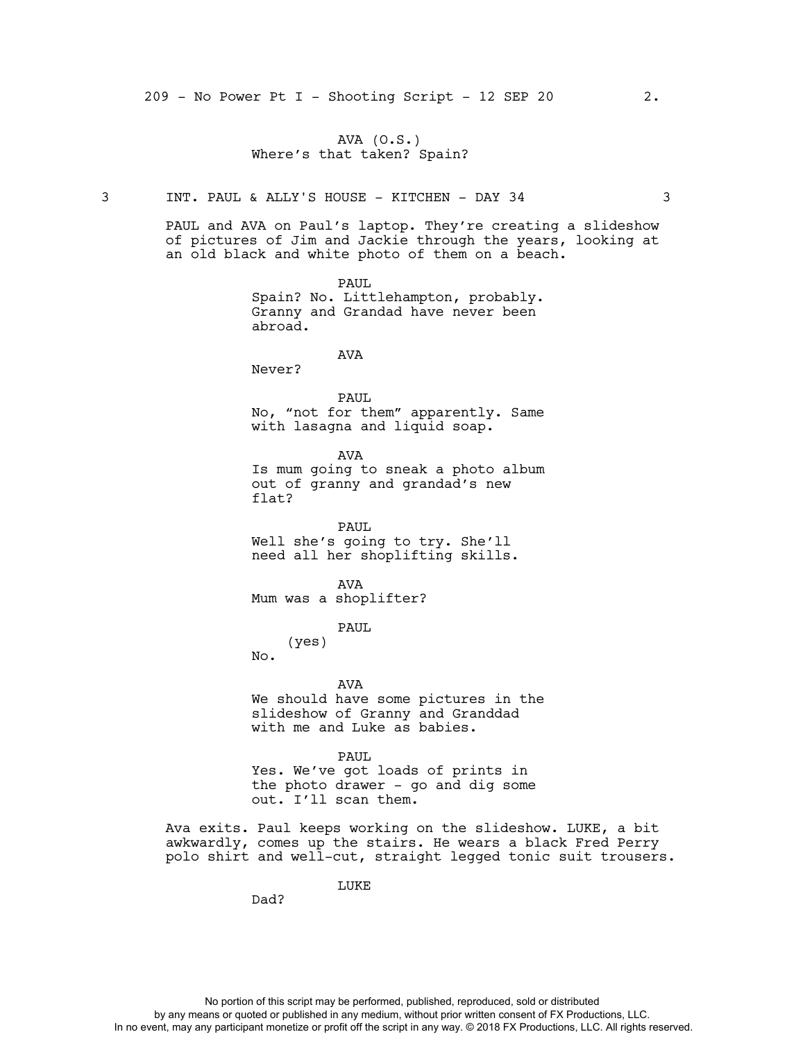AVA (O.S.)
Where's that taken? Spain?

3 INT. PAUL & ALLY'S HOUSE - KITCHEN - DAY 34 3

PAUL and AVA on Paul's laptop. They're creating a slideshow of pictures of Jim and Jackie through the years, looking at an old black and white photo of them on a beach.

PAUL
Spain? No. Littlehampton, probably. Granny and Grandad have never been abroad.

AVA
Never?

PAUL
No, "not for them" apparently. Same with lasagna and liquid soap.

AVA
Is mum going to sneak a photo album out of granny and grandad's new flat?

PAUL
Well she's going to try. She'll need all her shoplifting skills.

AVA
Mum was a shoplifter?

PAUL
(yes)
No.

AVA
We should have some pictures in the slideshow of Granny and Granddad with me and Luke as babies.

PAUL
Yes. We've got loads of prints in the photo drawer - go and dig some out. I'll scan them.

Ava exits. Paul keeps working on the slideshow. LUKE, a bit awkwardly, comes up the stairs. He wears a black Fred Perry polo shirt and well-cut, straight legged tonic suit trousers.

LUKE
Dad?

No portion of this script may be performed, published, reproduced, sold or distributed by any means or quoted or published in any medium, without prior written consent of FX Productions, LLC. In no event, may any participant monetize or profit off the script in any way. © 2018 FX Productions, LLC. All rights reserved.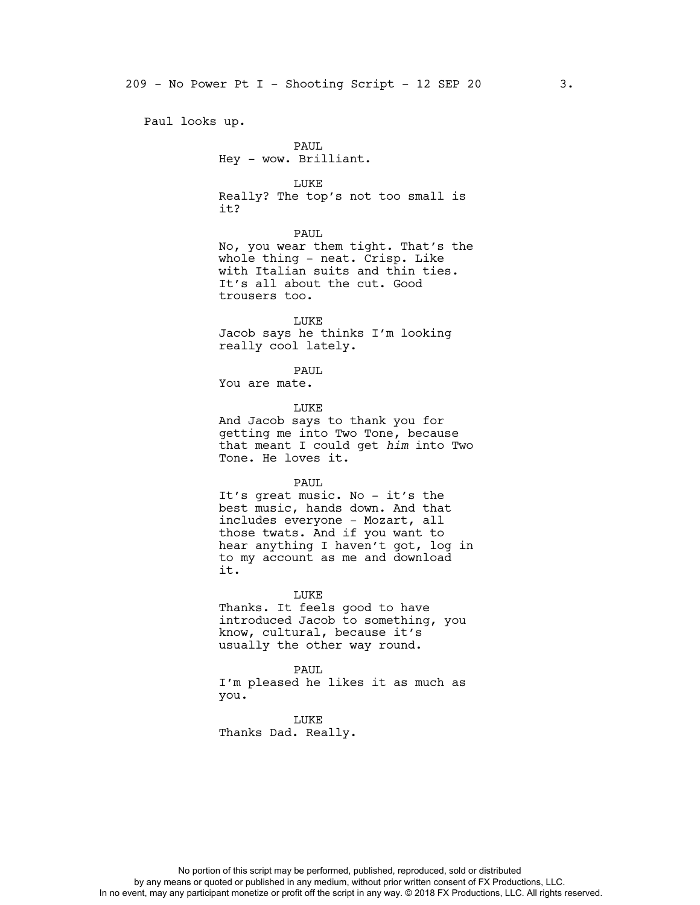Paul looks up.

PAUL
Hey - wow. Brilliant.

LUKE
Really? The top's not too small is it?

PAUL
No, you wear them tight. That's the whole thing - neat. Crisp. Like with Italian suits and thin ties. It's all about the cut. Good trousers too.

LUKE
Jacob says he thinks I'm looking really cool lately.

PAUL
You are mate.

LUKE
And Jacob says to thank you for getting me into Two Tone, because that meant I could get *him* into Two Tone. He loves it.

PAUL
It's great music. No - it's the best music, hands down. And that includes everyone - Mozart, all those twats. And if you want to hear anything I haven't got, log in to my account as me and download it.

LUKE
Thanks. It feels good to have introduced Jacob to something, you know, cultural, because it's usually the other way round.

PAUL
I'm pleased he likes it as much as you.

LUKE
Thanks Dad. Really.

No portion of this script may be performed, published, reproduced, sold or distributed by any means or quoted or published in any medium, without prior written consent of FX Productions, LLC. In no event, may any participant monetize or profit off the script in any way. © 2018 FX Productions, LLC. All rights reserved.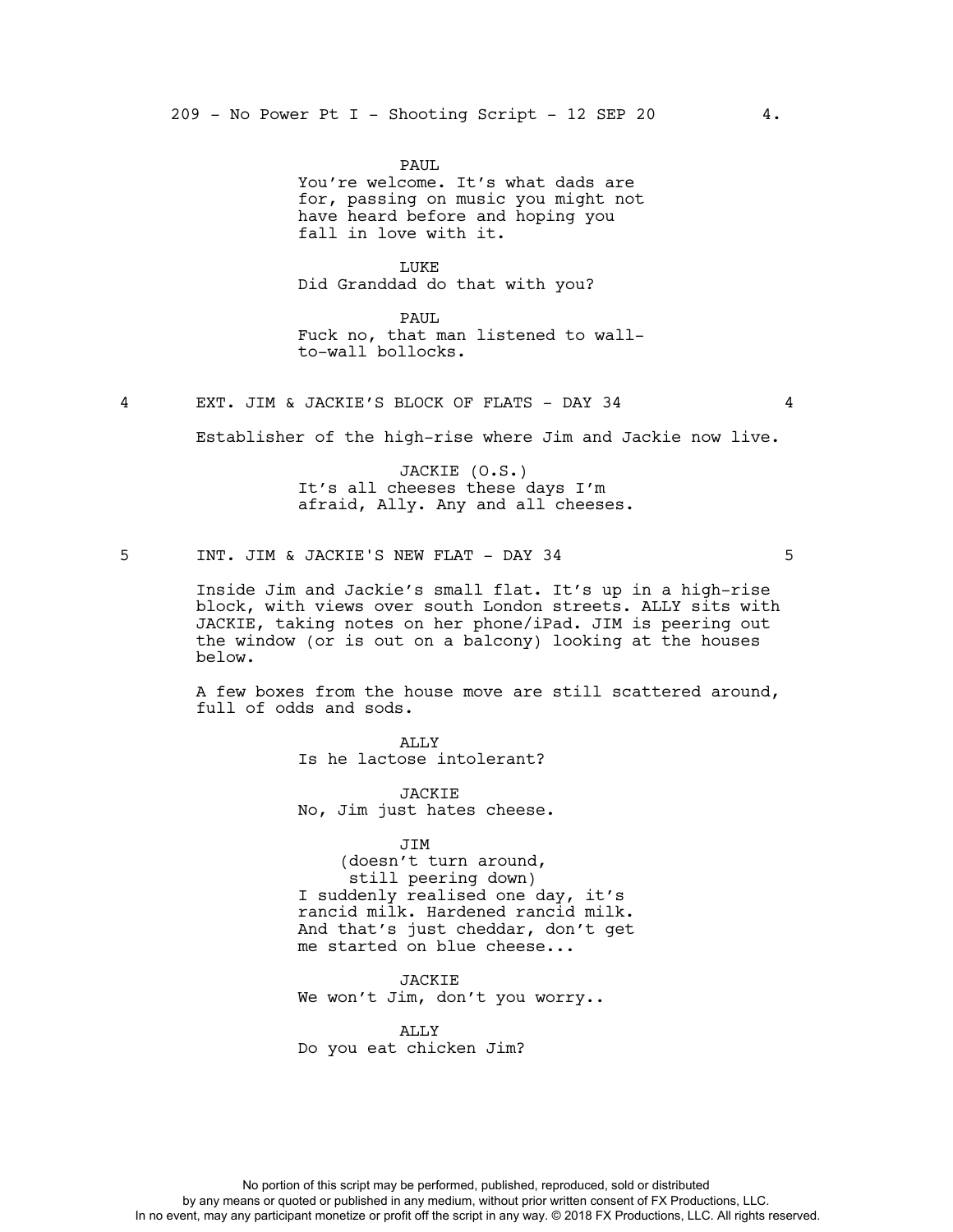PAUL
You're welcome. It's what dads are for, passing on music you might not have heard before and hoping you fall in love with it.

LUKE
Did Granddad do that with you?

PAUL
Fuck no, that man listened to wall-to-wall bollocks.

4 EXT. JIM & JACKIE'S BLOCK OF FLATS - DAY 34 4

Establisher of the high-rise where Jim and Jackie now live.

JACKIE (O.S.)
It's all cheeses these days I'm afraid, Ally. Any and all cheeses.

5 INT. JIM & JACKIE'S NEW FLAT - DAY 34 5

Inside Jim and Jackie's small flat. It's up in a high-rise block, with views over south London streets. ALLY sits with JACKIE, taking notes on her phone/iPad. JIM is peering out the window (or is out on a balcony) looking at the houses below.

A few boxes from the house move are still scattered around, full of odds and sods.

ALLY
Is he lactose intolerant?

JACKIE
No, Jim just hates cheese.

JIM
(doesn't turn around, still peering down)
I suddenly realised one day, it's rancid milk. Hardened rancid milk. And that's just cheddar, don't get me started on blue cheese...

JACKIE
We won't Jim, don't you worry..

ALLY
Do you eat chicken Jim?

No portion of this script may be performed, published, reproduced, sold or distributed by any means or quoted or published in any medium, without prior written consent of FX Productions, LLC. In no event, may any participant monetize or profit off the script in any way. © 2018 FX Productions, LLC. All rights reserved.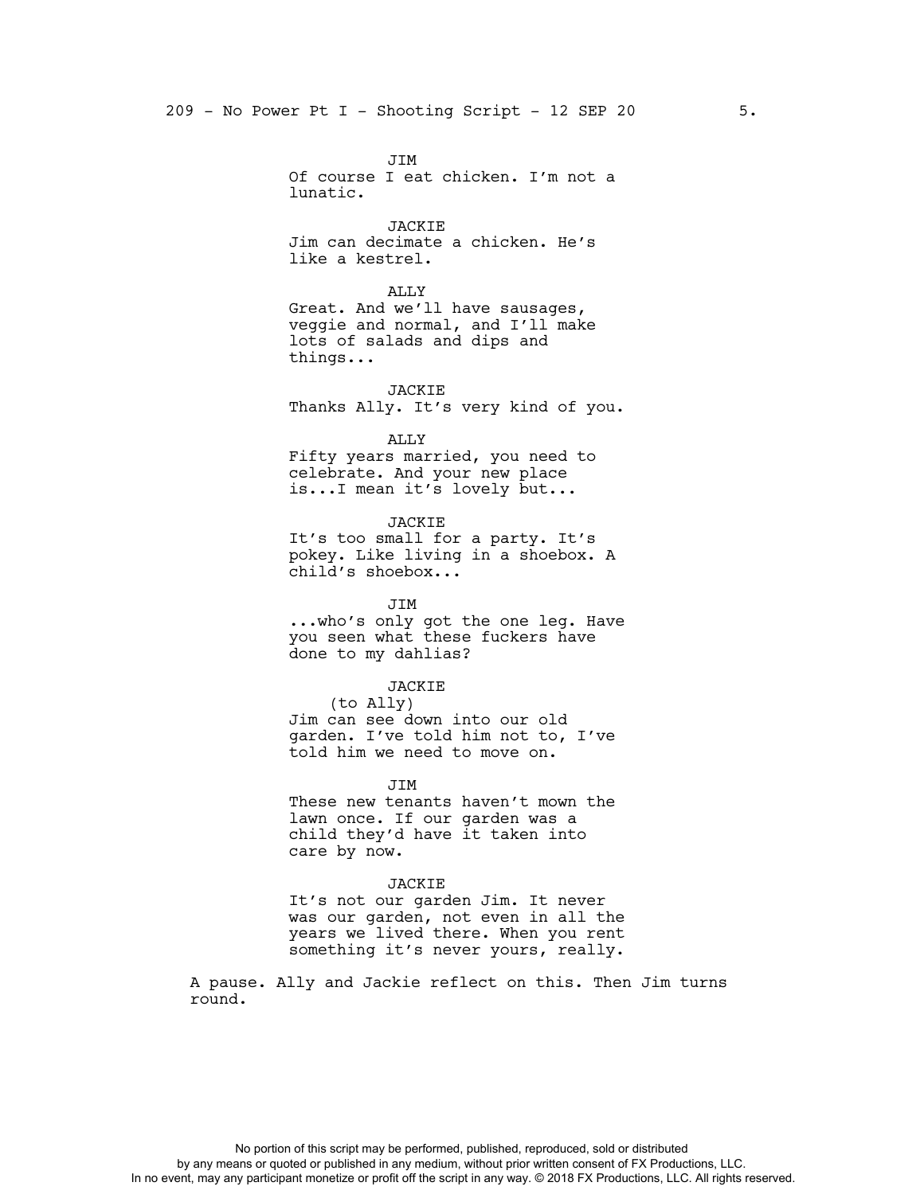JIM
Of course I eat chicken. I'm not a lunatic.

JACKIE
Jim can decimate a chicken. He's like a kestrel.

ALLY
Great. And we'll have sausages, veggie and normal, and I'll make lots of salads and dips and things...

JACKIE
Thanks Ally. It's very kind of you.

ALLY
Fifty years married, you need to celebrate. And your new place is...I mean it's lovely but...

JACKIE
It's too small for a party. It's pokey. Like living in a shoebox. A child's shoebox...

JIM
...who's only got the one leg. Have you seen what these fuckers have done to my dahlias?

JACKIE
(to Ally)
Jim can see down into our old garden. I've told him not to, I've told him we need to move on.

JIM
These new tenants haven't mown the lawn once. If our garden was a child they'd have it taken into care by now.

JACKIE
It's not our garden Jim. It never was our garden, not even in all the years we lived there. When you rent something it's never yours, really.

A pause. Ally and Jackie reflect on this. Then Jim turns round.

No portion of this script may be performed, published, reproduced, sold or distributed by any means or quoted or published in any medium, without prior written consent of FX Productions, LLC. In no event, may any participant monetize or profit off the script in any way. © 2018 FX Productions, LLC. All rights reserved.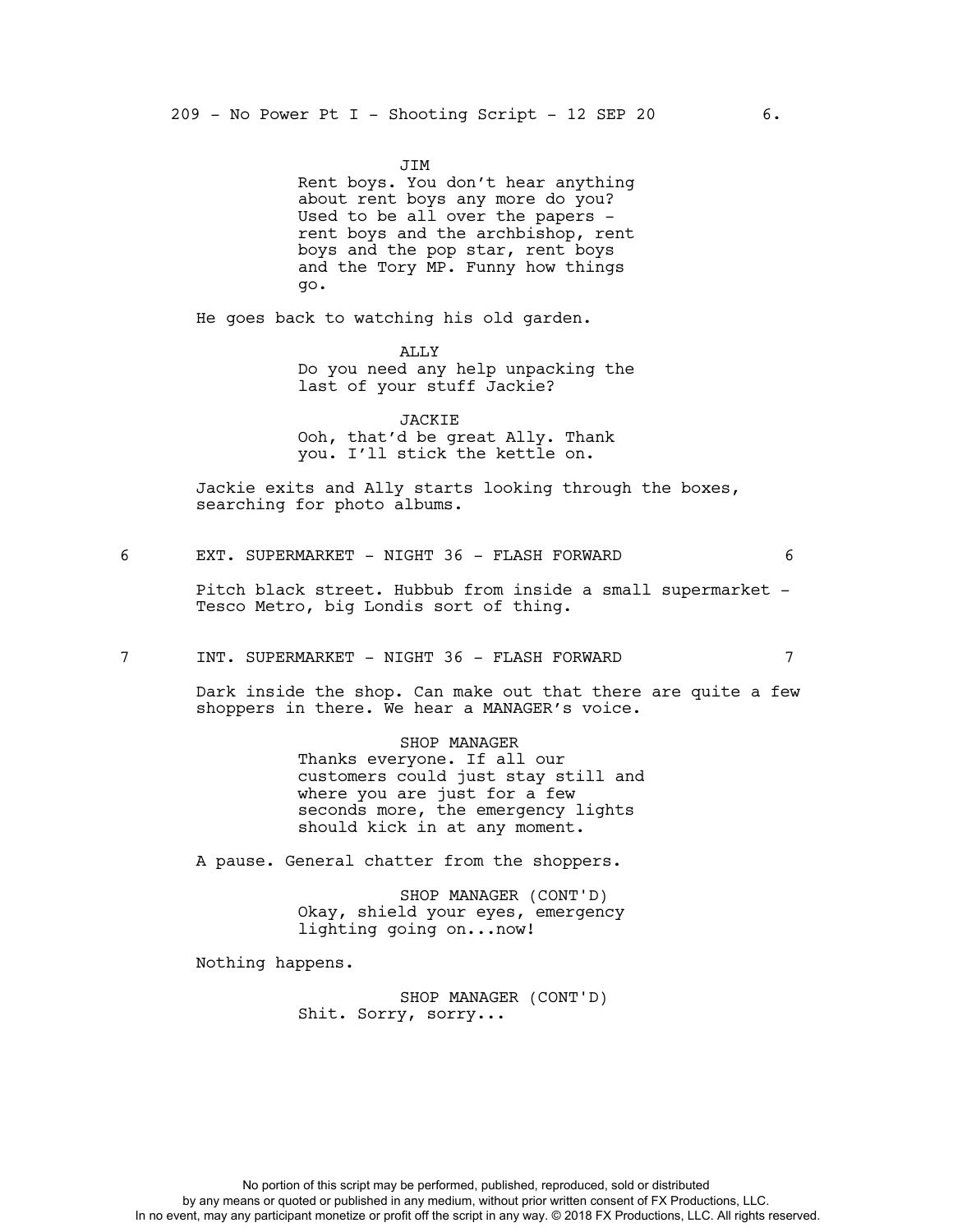JIM
Rent boys. You don't hear anything about rent boys any more do you? Used to be all over the papers - rent boys and the archbishop, rent boys and the pop star, rent boys and the Tory MP. Funny how things go.

He goes back to watching his old garden.

ALLY
Do you need any help unpacking the last of your stuff Jackie?

JACKIE
Ooh, that'd be great Ally. Thank you. I'll stick the kettle on.

Jackie exits and Ally starts looking through the boxes, searching for photo albums.

6 EXT. SUPERMARKET - NIGHT 36 - FLASH FORWARD 6

Pitch black street. Hubbub from inside a small supermarket - Tesco Metro, big Londis sort of thing.

7 INT. SUPERMARKET - NIGHT 36 - FLASH FORWARD 7

Dark inside the shop. Can make out that there are quite a few shoppers in there. We hear a MANAGER's voice.

SHOP MANAGER
Thanks everyone. If all our customers could just stay still and where you are just for a few seconds more, the emergency lights should kick in at any moment.

A pause. General chatter from the shoppers.

SHOP MANAGER (CONT'D)
Okay, shield your eyes, emergency lighting going on...now!

Nothing happens.

SHOP MANAGER (CONT'D)
Shit. Sorry, sorry...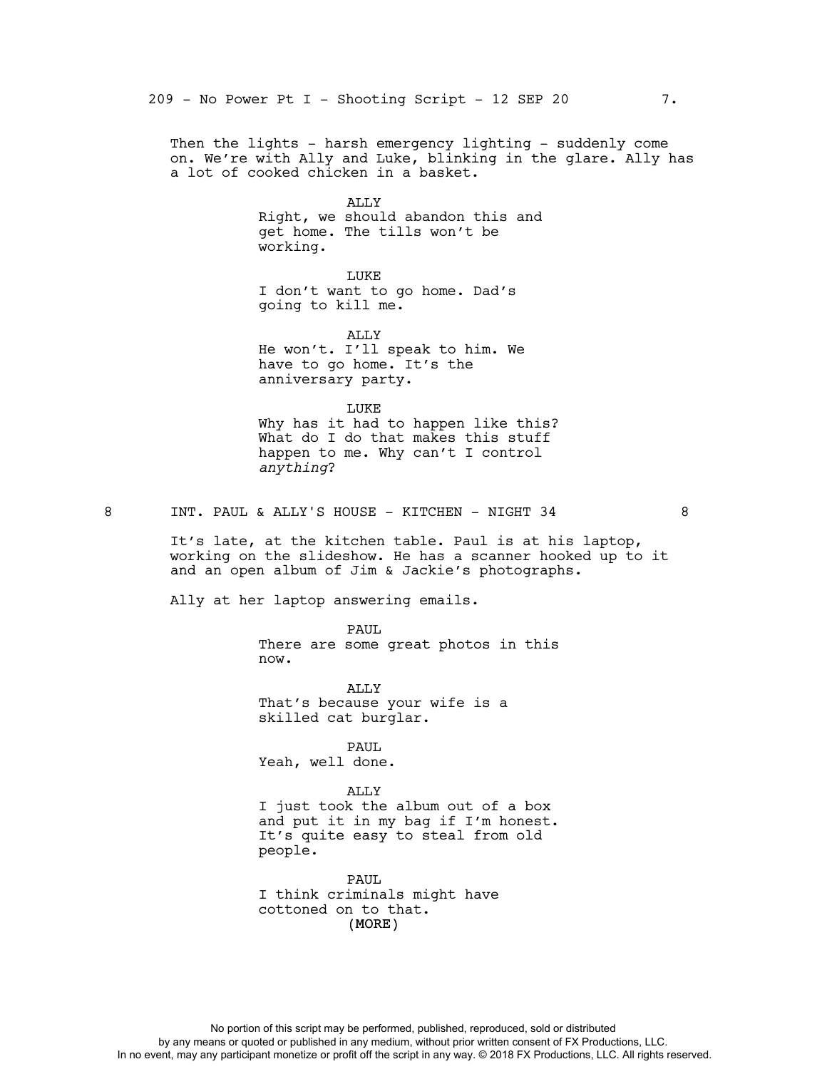Then the lights - harsh emergency lighting - suddenly come on. We're with Ally and Luke, blinking in the glare. Ally has a lot of cooked chicken in a basket.

ALLY
Right, we should abandon this and get home. The tills won't be working.

LUKE
I don't want to go home. Dad's going to kill me.

ALLY
He won't. I'll speak to him. We have to go home. It's the anniversary party.

LUKE
Why has it had to happen like this? What do I do that makes this stuff happen to me. Why can't I control *anything*?

8 INT. PAUL & ALLY'S HOUSE - KITCHEN - NIGHT 34 8

It's late, at the kitchen table. Paul is at his laptop, working on the slideshow. He has a scanner hooked up to it and an open album of Jim & Jackie's photographs.

Ally at her laptop answering emails.

PAUL
There are some great photos in this now.

ALLY
That's because your wife is a skilled cat burglar.

PAUL
Yeah, well done.

ALLY
I just took the album out of a box and put it in my bag if I'm honest. It's quite easy to steal from old people.

PAUL
I think criminals might have cottoned on to that.
(MORE)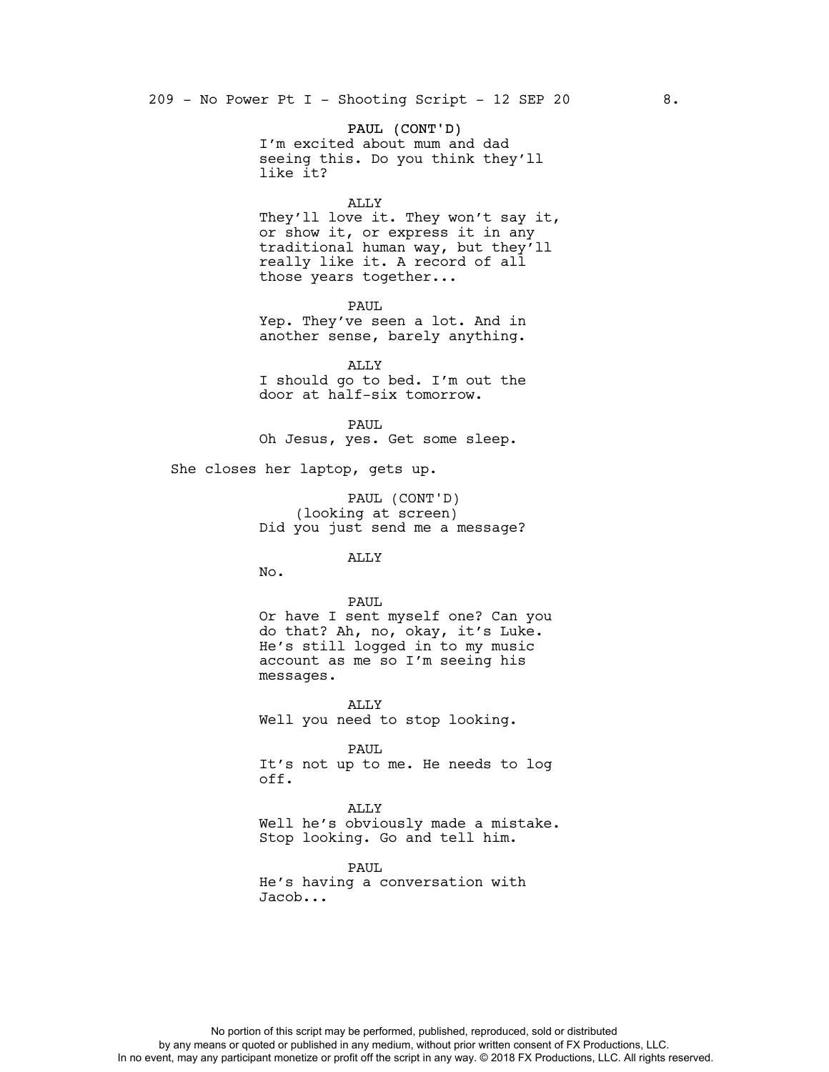PAUL (CONT'D)
I'm excited about mum and dad seeing this. Do you think they'll like it?

ALLY
They'll love it. They won't say it, or show it, or express it in any traditional human way, but they'll really like it. A record of all those years together...

PAUL
Yep. They've seen a lot. And in another sense, barely anything.

ALLY
I should go to bed. I'm out the door at half-six tomorrow.

PAUL
Oh Jesus, yes. Get some sleep.

She closes her laptop, gets up.

PAUL (CONT'D)
(looking at screen)
Did you just send me a message?

ALLY
No.

PAUL
Or have I sent myself one? Can you do that? Ah, no, okay, it's Luke. He's still logged in to my music account as me so I'm seeing his messages.

ALLY
Well you need to stop looking.

PAUL
It's not up to me. He needs to log off.

ALLY
Well he's obviously made a mistake. Stop looking. Go and tell him.

PAUL
He's having a conversation with Jacob...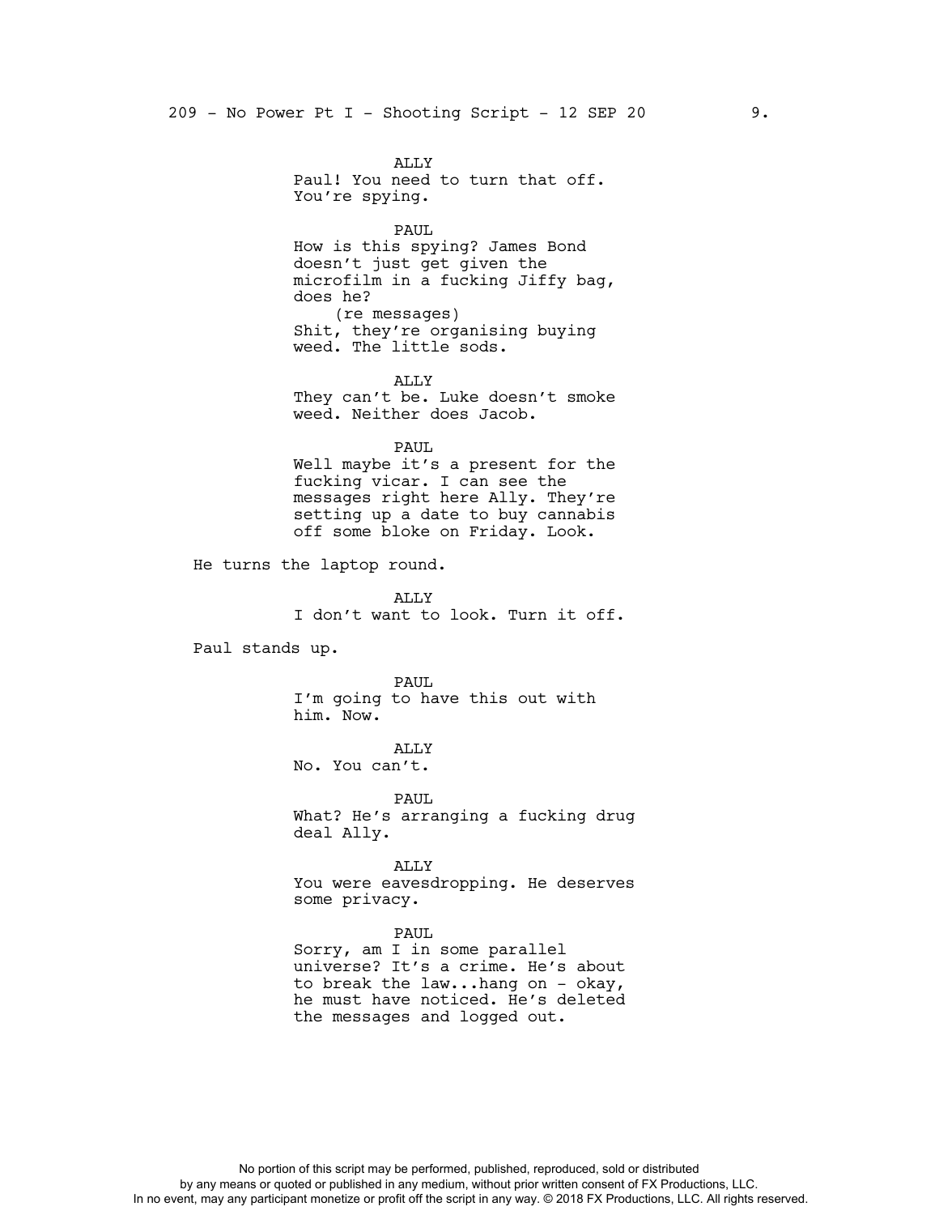ALLY
Paul! You need to turn that off. You're spying.

PAUL
How is this spying? James Bond doesn't just get given the microfilm in a fucking Jiffy bag, does he?
(re messages)
Shit, they're organising buying weed. The little sods.

ALLY
They can't be. Luke doesn't smoke weed. Neither does Jacob.

PAUL
Well maybe it's a present for the fucking vicar. I can see the messages right here Ally. They're setting up a date to buy cannabis off some bloke on Friday. Look.

He turns the laptop round.

ALLY
I don't want to look. Turn it off.

Paul stands up.

PAUL
I'm going to have this out with him. Now.

ALLY
No. You can't.

PAUL
What? He's arranging a fucking drug deal Ally.

ALLY
You were eavesdropping. He deserves some privacy.

PAUL
Sorry, am I in some parallel universe? It's a crime. He's about to break the law...hang on - okay, he must have noticed. He's deleted the messages and logged out.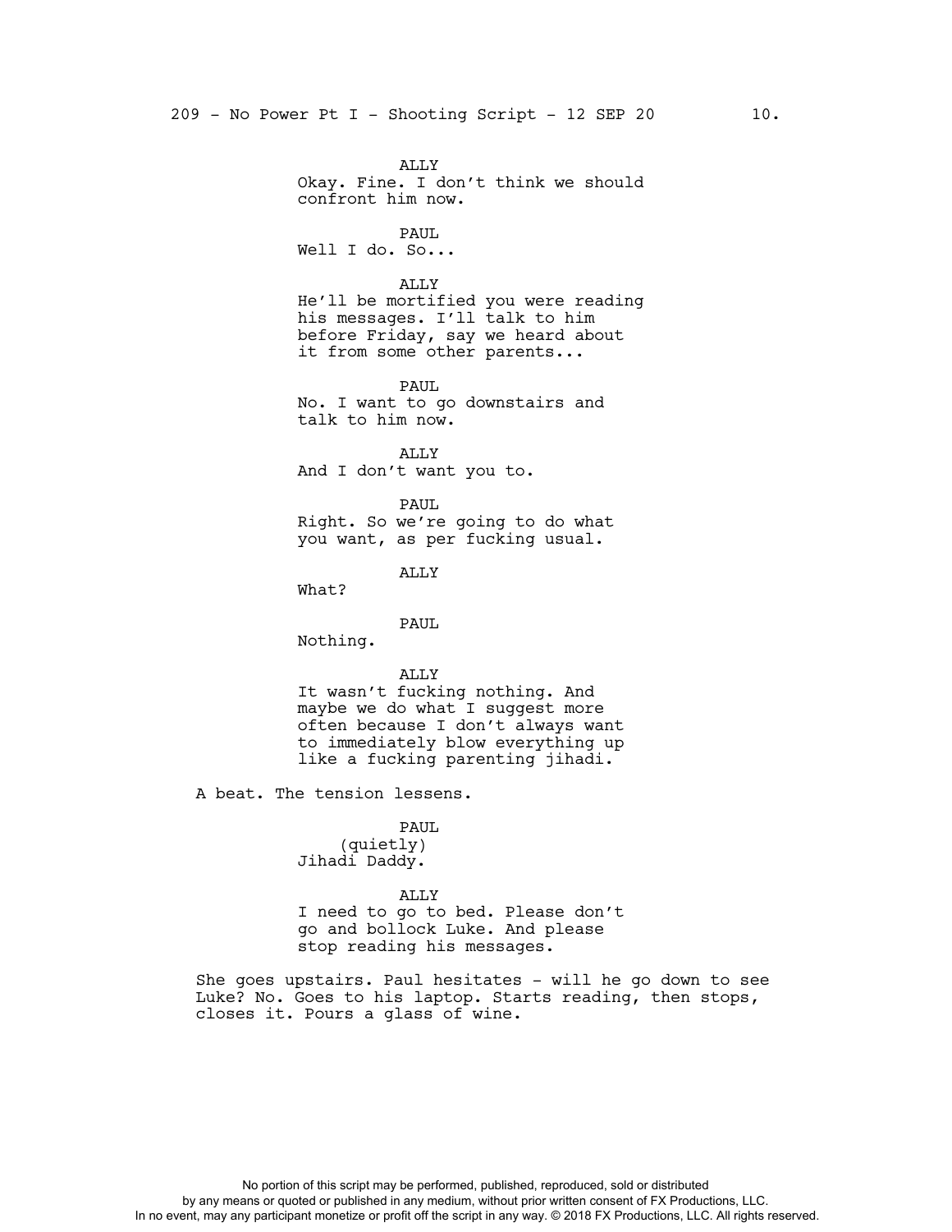ALLY
Okay. Fine. I don't think we should confront him now.

PAUL
Well I do. So...

ALLY
He'll be mortified you were reading his messages. I'll talk to him before Friday, say we heard about it from some other parents...

PAUL
No. I want to go downstairs and talk to him now.

ALLY
And I don't want you to.

PAUL
Right. So we're going to do what you want, as per fucking usual.

ALLY
What?

PAUL
Nothing.

ALLY
It wasn't fucking nothing. And maybe we do what I suggest more often because I don't always want to immediately blow everything up like a fucking parenting jihadi.

A beat. The tension lessens.

PAUL
(quietly)
Jihadi Daddy.

ALLY
I need to go to bed. Please don't go and bollock Luke. And please stop reading his messages.

She goes upstairs. Paul hesitates - will he go down to see Luke? No. Goes to his laptop. Starts reading, then stops, closes it. Pours a glass of wine.

No portion of this script may be performed, published, reproduced, sold or distributed by any means or quoted or published in any medium, without prior written consent of FX Productions, LLC. In no event, may any participant monetize or profit off the script in any way. © 2018 FX Productions, LLC. All rights reserved.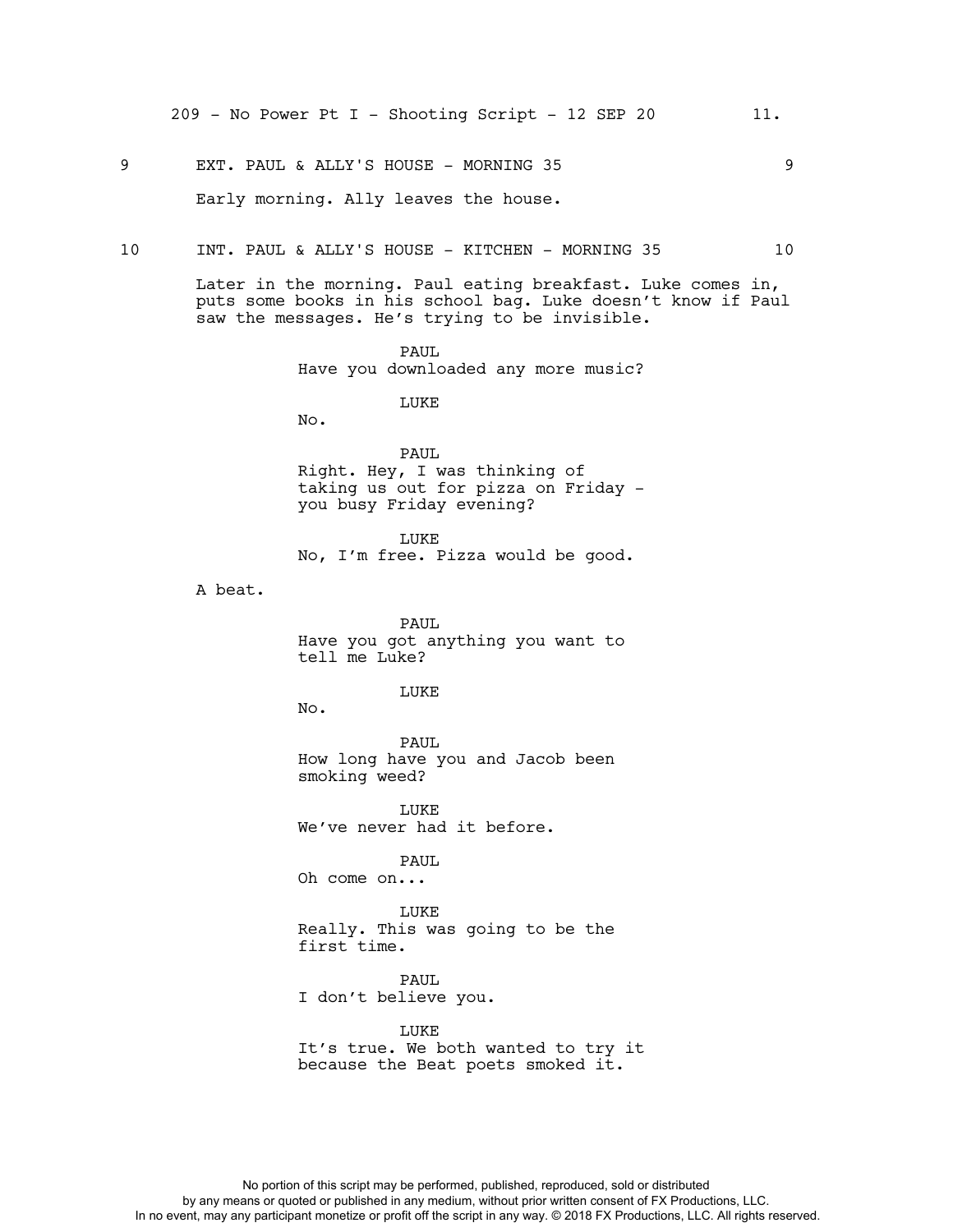9 EXT. PAUL & ALLY'S HOUSE - MORNING 35 9

Early morning. Ally leaves the house.

10 INT. PAUL & ALLY'S HOUSE - KITCHEN - MORNING 35 10

Later in the morning. Paul eating breakfast. Luke comes in, puts some books in his school bag. Luke doesn't know if Paul saw the messages. He's trying to be invisible.

PAUL
Have you downloaded any more music?

LUKE
No.

PAUL
Right. Hey, I was thinking of taking us out for pizza on Friday - you busy Friday evening?

LUKE
No, I'm free. Pizza would be good.

A beat.

PAUL
Have you got anything you want to tell me Luke?

LUKE
No.

PAUL
How long have you and Jacob been smoking weed?

LUKE
We've never had it before.

PAUL
Oh come on...

LUKE
Really. This was going to be the first time.

PAUL
I don't believe you.

LUKE
It's true. We both wanted to try it because the Beat poets smoked it.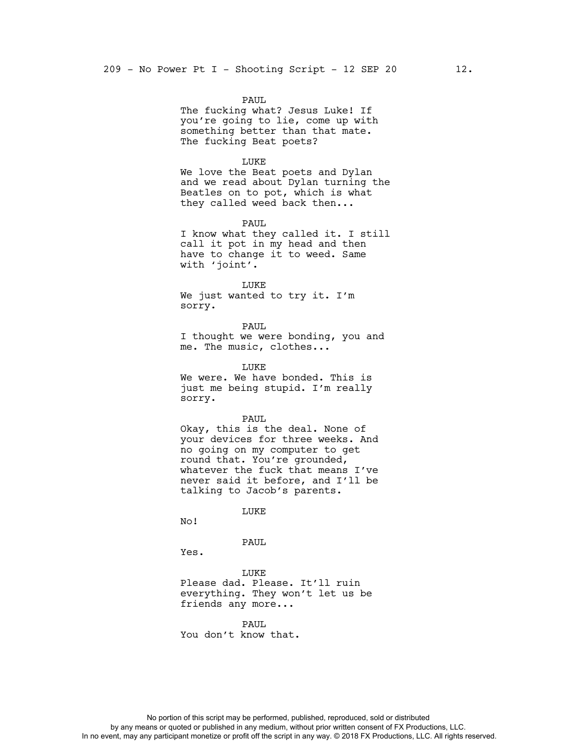PAUL
The fucking what? Jesus Luke! If you're going to lie, come up with something better than that mate. The fucking Beat poets?

LUKE
We love the Beat poets and Dylan and we read about Dylan turning the Beatles on to pot, which is what they called weed back then...

PAUL
I know what they called it. I still call it pot in my head and then have to change it to weed. Same with 'joint'.

LUKE
We just wanted to try it. I'm sorry.

PAUL
I thought we were bonding, you and me. The music, clothes...

LUKE
We were. We have bonded. This is just me being stupid. I'm really sorry.

PAUL
Okay, this is the deal. None of your devices for three weeks. And no going on my computer to get round that. You're grounded, whatever the fuck that means I've never said it before, and I'll be talking to Jacob's parents.

LUKE
No!

PAUL
Yes.

LUKE
Please dad. Please. It'll ruin everything. They won't let us be friends any more...

PAUL
You don't know that.

No portion of this script may be performed, published, reproduced, sold or distributed by any means or quoted or published in any medium, without prior written consent of FX Productions, LLC. In no event, may any participant monetize or profit off the script in any way. © 2018 FX Productions, LLC. All rights reserved.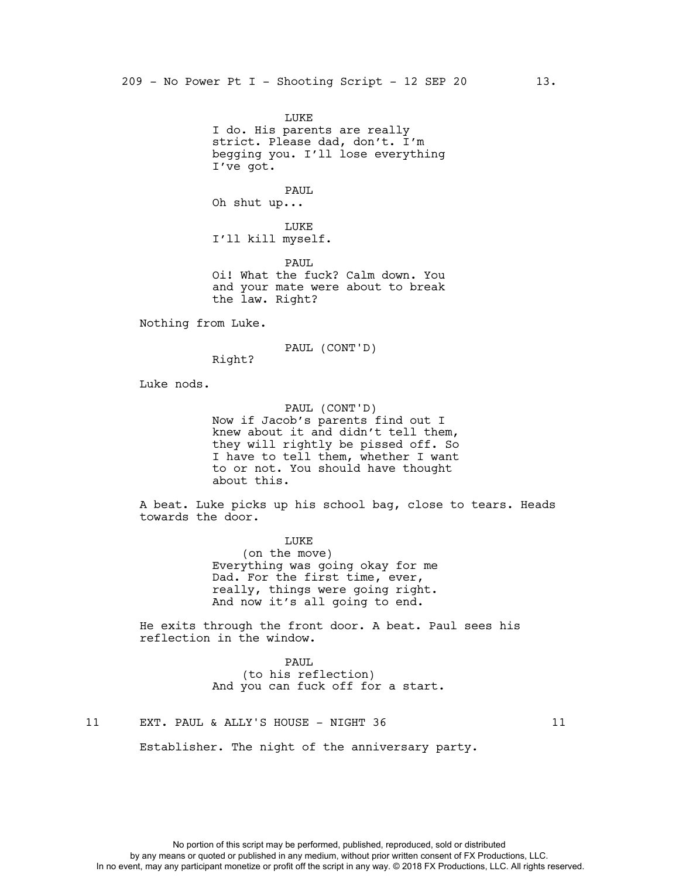LUKE
I do. His parents are really strict. Please dad, don't. I'm begging you. I'll lose everything I've got.

PAUL
Oh shut up...

LUKE
I'll kill myself.

PAUL
Oi! What the fuck? Calm down. You and your mate were about to break the law. Right?

Nothing from Luke.

PAUL (CONT'D)
Right?

Luke nods.

PAUL (CONT'D)
Now if Jacob's parents find out I knew about it and didn't tell them, they will rightly be pissed off. So I have to tell them, whether I want to or not. You should have thought about this.

A beat. Luke picks up his school bag, close to tears. Heads towards the door.

LUKE
(on the move)
Everything was going okay for me Dad. For the first time, ever, really, things were going right. And now it's all going to end.

He exits through the front door. A beat. Paul sees his reflection in the window.

PAUL
(to his reflection)
And you can fuck off for a start.

11 EXT. PAUL & ALLY'S HOUSE - NIGHT 36 11

Establisher. The night of the anniversary party.

No portion of this script may be performed, published, reproduced, sold or distributed by any means or quoted or published in any medium, without prior written consent of FX Productions, LLC. In no event, may any participant monetize or profit off the script in any way. © 2018 FX Productions, LLC. All rights reserved.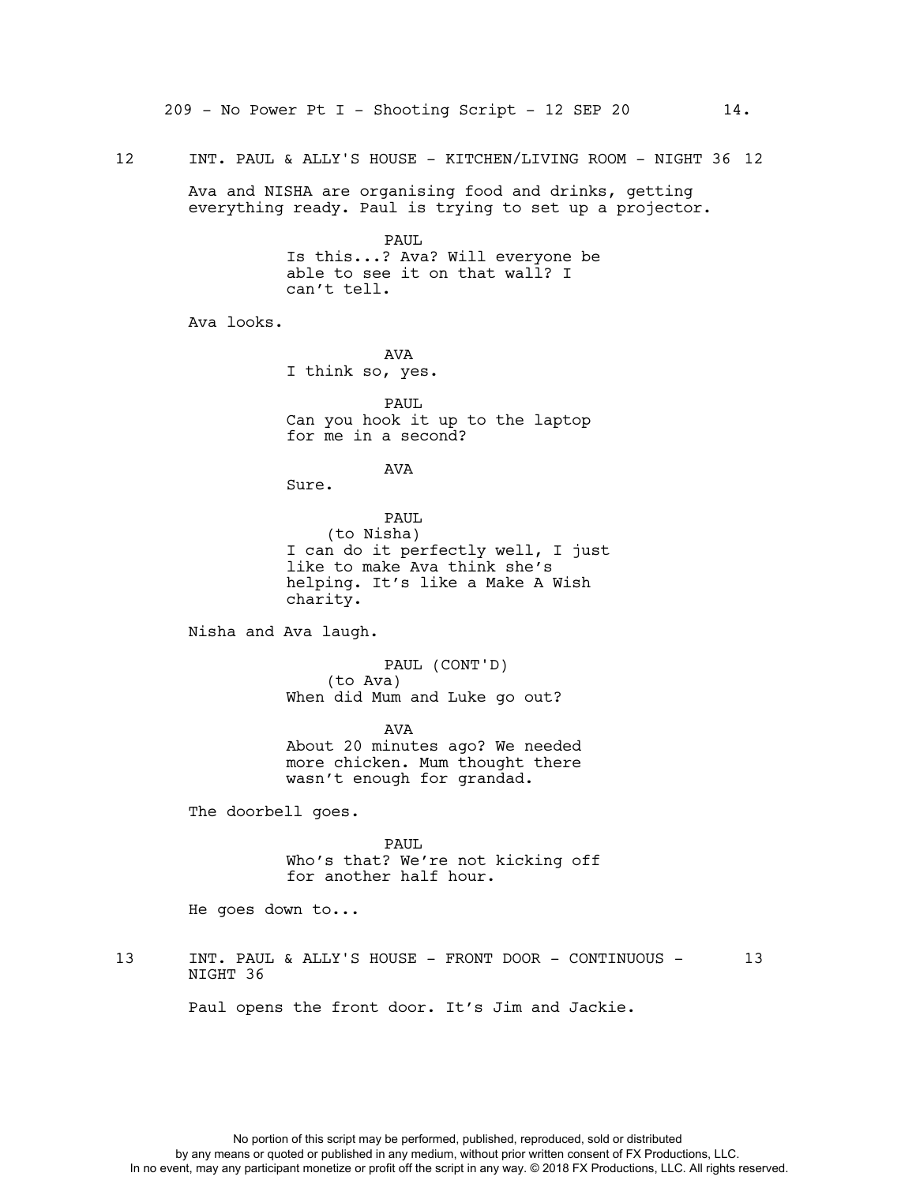12 INT. PAUL & ALLY'S HOUSE - KITCHEN/LIVING ROOM - NIGHT 36 12

Ava and NISHA are organising food and drinks, getting everything ready. Paul is trying to set up a projector.

PAUL
Is this...? Ava? Will everyone be able to see it on that wall? I can't tell.

Ava looks.

AVA
I think so, yes.

PAUL
Can you hook it up to the laptop for me in a second?

AVA
Sure.

PAUL
(to Nisha)
I can do it perfectly well, I just like to make Ava think she's helping. It's like a Make A Wish charity.

Nisha and Ava laugh.

PAUL (CONT'D)
(to Ava)
When did Mum and Luke go out?

AVA
About 20 minutes ago? We needed more chicken. Mum thought there wasn't enough for grandad.

The doorbell goes.

PAUL
Who's that? We're not kicking off for another half hour.

He goes down to...

13 INT. PAUL & ALLY'S HOUSE - FRONT DOOR - CONTINUOUS - NIGHT 36 13

Paul opens the front door. It's Jim and Jackie.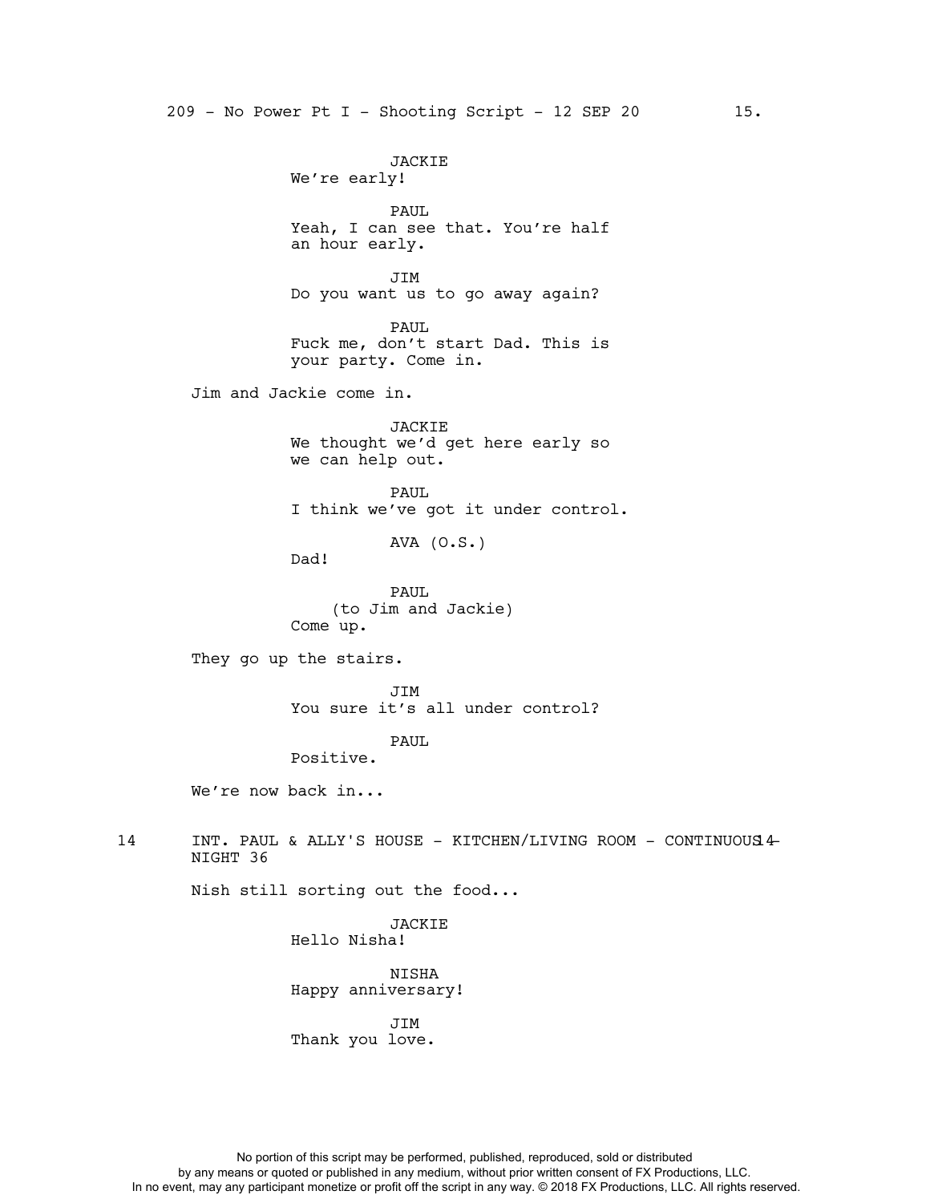JACKIE
We're early!

PAUL
Yeah, I can see that. You're half an hour early.

JIM
Do you want us to go away again?

PAUL
Fuck me, don't start Dad. This is your party. Come in.

Jim and Jackie come in.

JACKIE
We thought we'd get here early so we can help out.

PAUL
I think we've got it under control.

AVA (O.S.)
Dad!

PAUL
(to Jim and Jackie)
Come up.

They go up the stairs.

JIM
You sure it's all under control?

PAUL
Positive.

We're now back in...

14 INT. PAUL & ALLY'S HOUSE - KITCHEN/LIVING ROOM - CONTINUOUS - NIGHT 36 14

Nish still sorting out the food...

JACKIE
Hello Nisha!

NISHA
Happy anniversary!

JIM
Thank you love.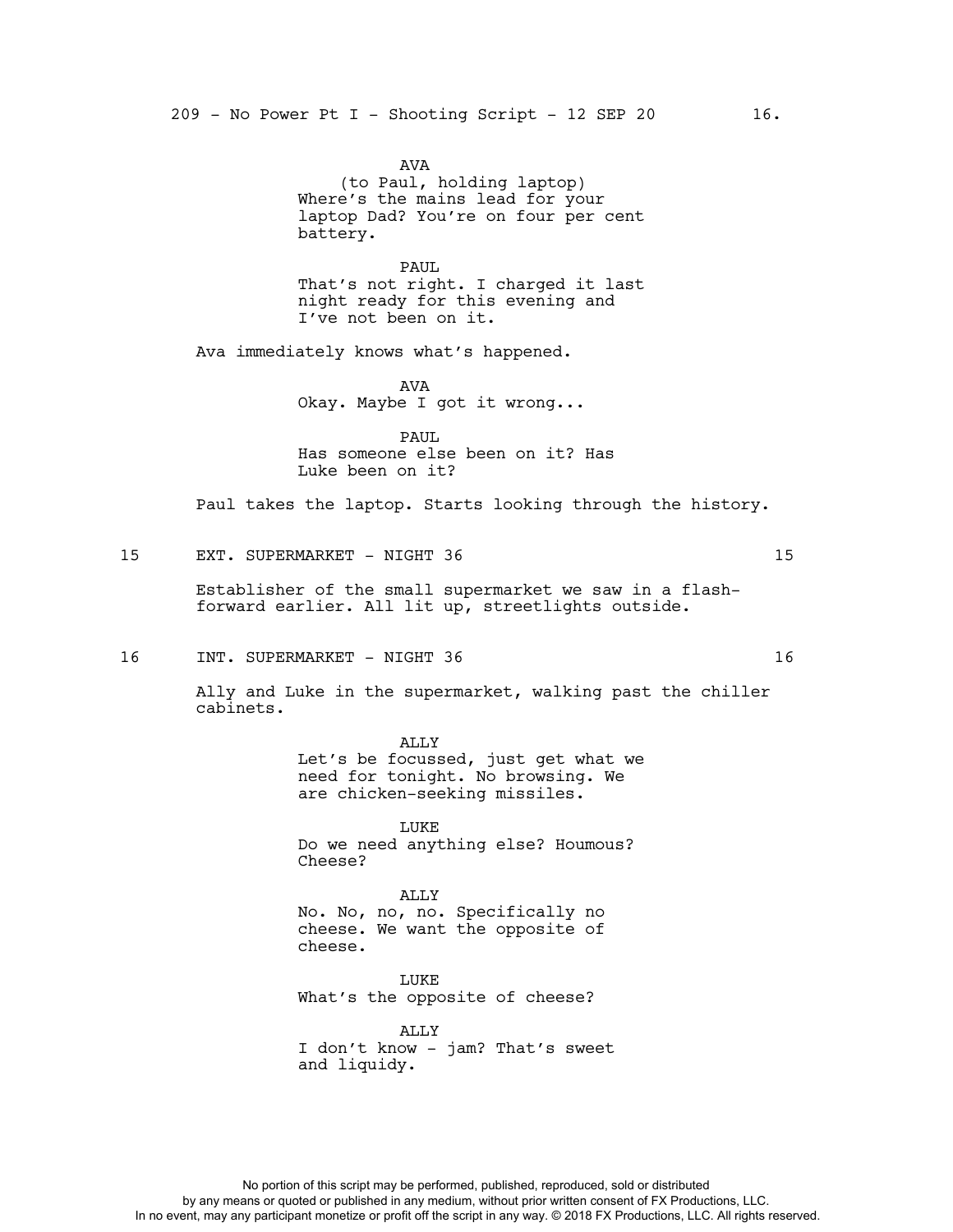AVA
(to Paul, holding laptop)
Where's the mains lead for your laptop Dad? You're on four per cent battery.

PAUL
That's not right. I charged it last night ready for this evening and I've not been on it.

Ava immediately knows what's happened.

AVA
Okay. Maybe I got it wrong...

PAUL
Has someone else been on it? Has Luke been on it?

Paul takes the laptop. Starts looking through the history.

15 EXT. SUPERMARKET - NIGHT 36 15

Establisher of the small supermarket we saw in a flash-forward earlier. All lit up, streetlights outside.

16 INT. SUPERMARKET - NIGHT 36 16

Ally and Luke in the supermarket, walking past the chiller cabinets.

ALLY
Let's be focussed, just get what we need for tonight. No browsing. We are chicken-seeking missiles.

LUKE
Do we need anything else? Houmous? Cheese?

ALLY
No. No, no, no. Specifically no cheese. We want the opposite of cheese.

LUKE
What's the opposite of cheese?

ALLY
I don't know - jam? That's sweet and liquidy.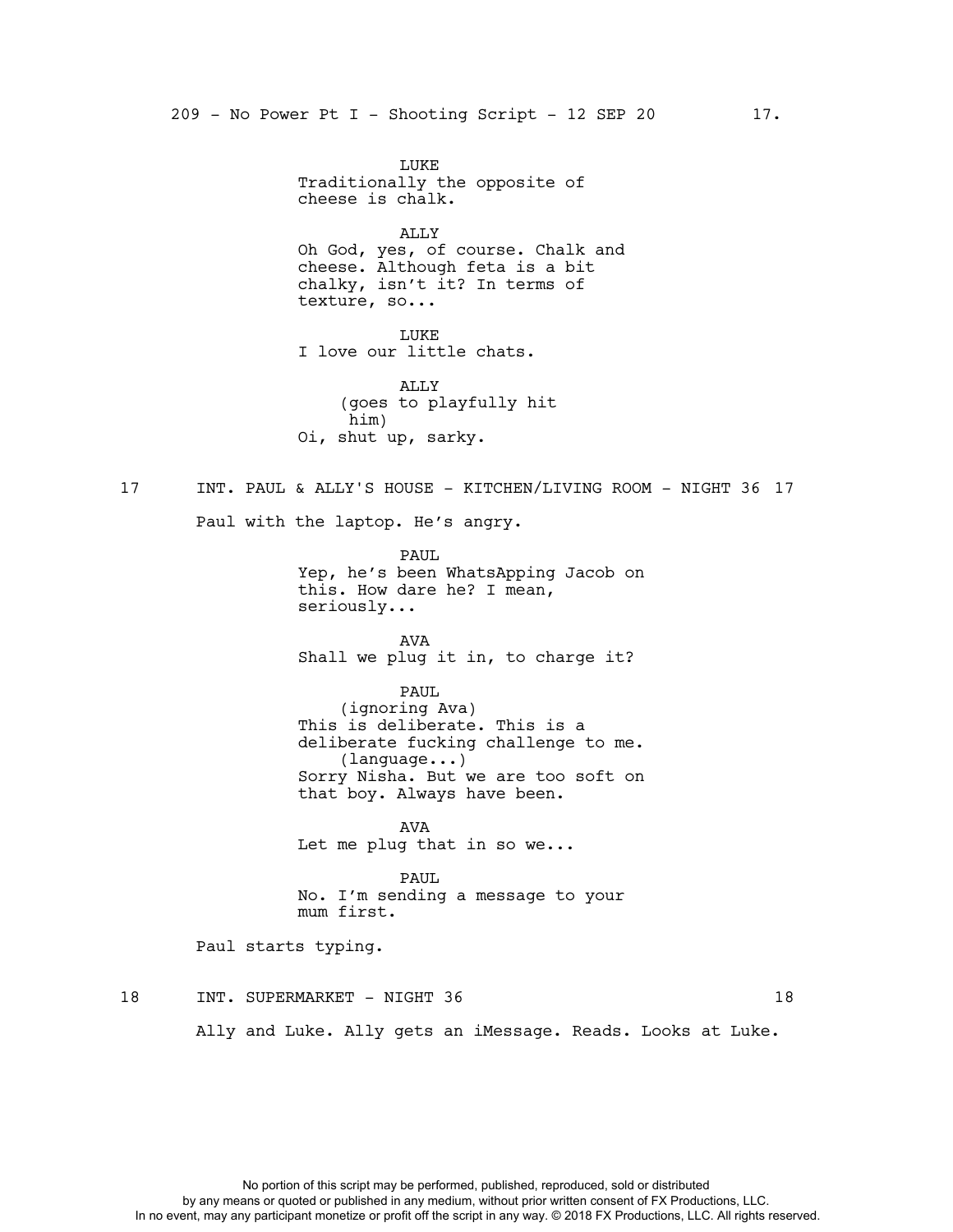LUKE
Traditionally the opposite of cheese is chalk.

ALLY
Oh God, yes, of course. Chalk and cheese. Although feta is a bit chalky, isn't it? In terms of texture, so...

LUKE
I love our little chats.

ALLY
(goes to playfully hit him)
Oi, shut up, sarky.

17 INT. PAUL & ALLY'S HOUSE - KITCHEN/LIVING ROOM - NIGHT 36 17

Paul with the laptop. He's angry.

PAUL
Yep, he's been WhatsApping Jacob on this. How dare he? I mean, seriously...

AVA
Shall we plug it in, to charge it?

PAUL
(ignoring Ava)
This is deliberate. This is a deliberate fucking challenge to me.
(language...)
Sorry Nisha. But we are too soft on that boy. Always have been.

AVA
Let me plug that in so we...

PAUL
No. I'm sending a message to your mum first.

Paul starts typing.

18 INT. SUPERMARKET - NIGHT 36 18

Ally and Luke. Ally gets an iMessage. Reads. Looks at Luke.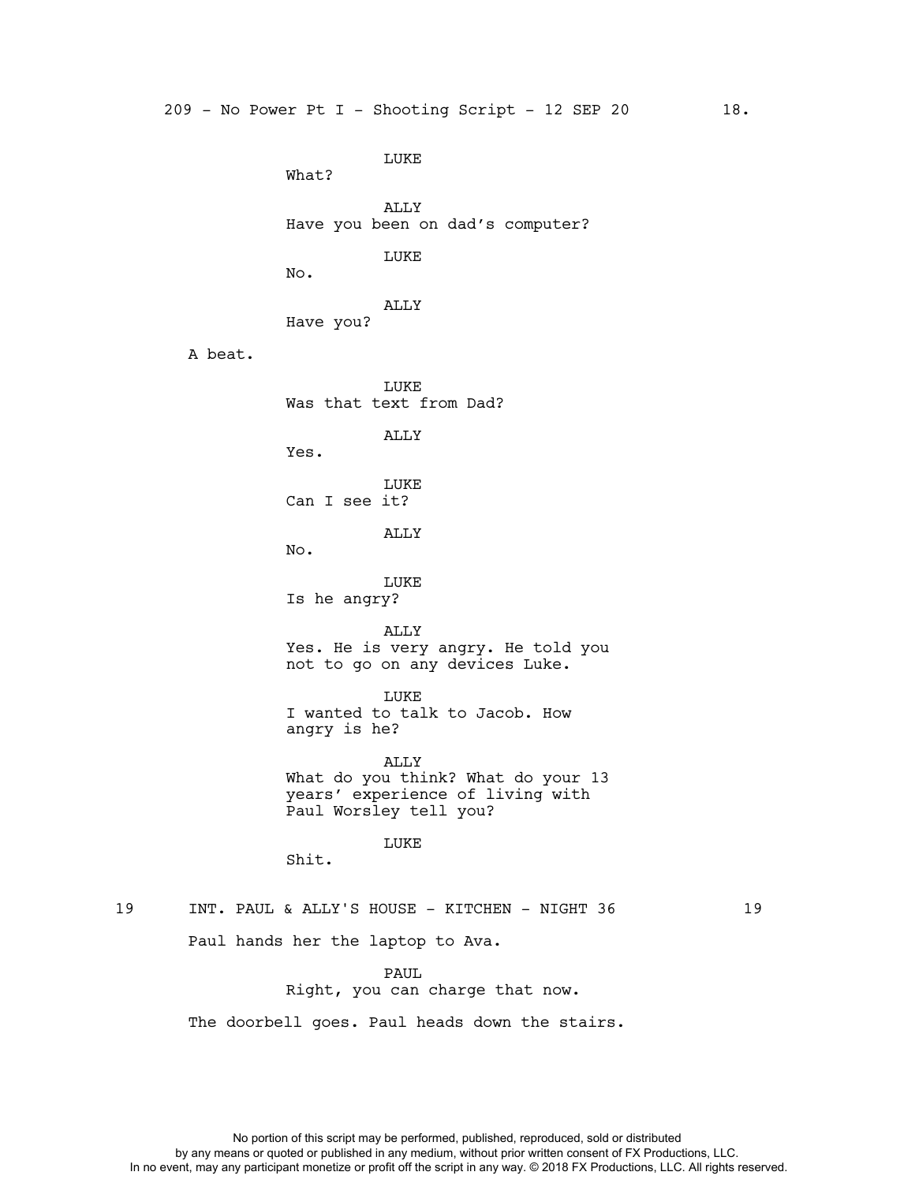LUKE
What?

ALLY
Have you been on dad's computer?

LUKE
No.

ALLY
Have you?

A beat.

LUKE
Was that text from Dad?

ALLY
Yes.

LUKE
Can I see it?

ALLY
No.

LUKE
Is he angry?

ALLY
Yes. He is very angry. He told you not to go on any devices Luke.

LUKE
I wanted to talk to Jacob. How angry is he?

ALLY
What do you think? What do your 13 years' experience of living with Paul Worsley tell you?

LUKE
Shit.

19 INT. PAUL & ALLY'S HOUSE - KITCHEN - NIGHT 36 19

Paul hands her the laptop to Ava.

PAUL
Right, you can charge that now.

The doorbell goes. Paul heads down the stairs.

No portion of this script may be performed, published, reproduced, sold or distributed by any means or quoted or published in any medium, without prior written consent of FX Productions, LLC. In no event, may any participant monetize or profit off the script in any way. © 2018 FX Productions, LLC. All rights reserved.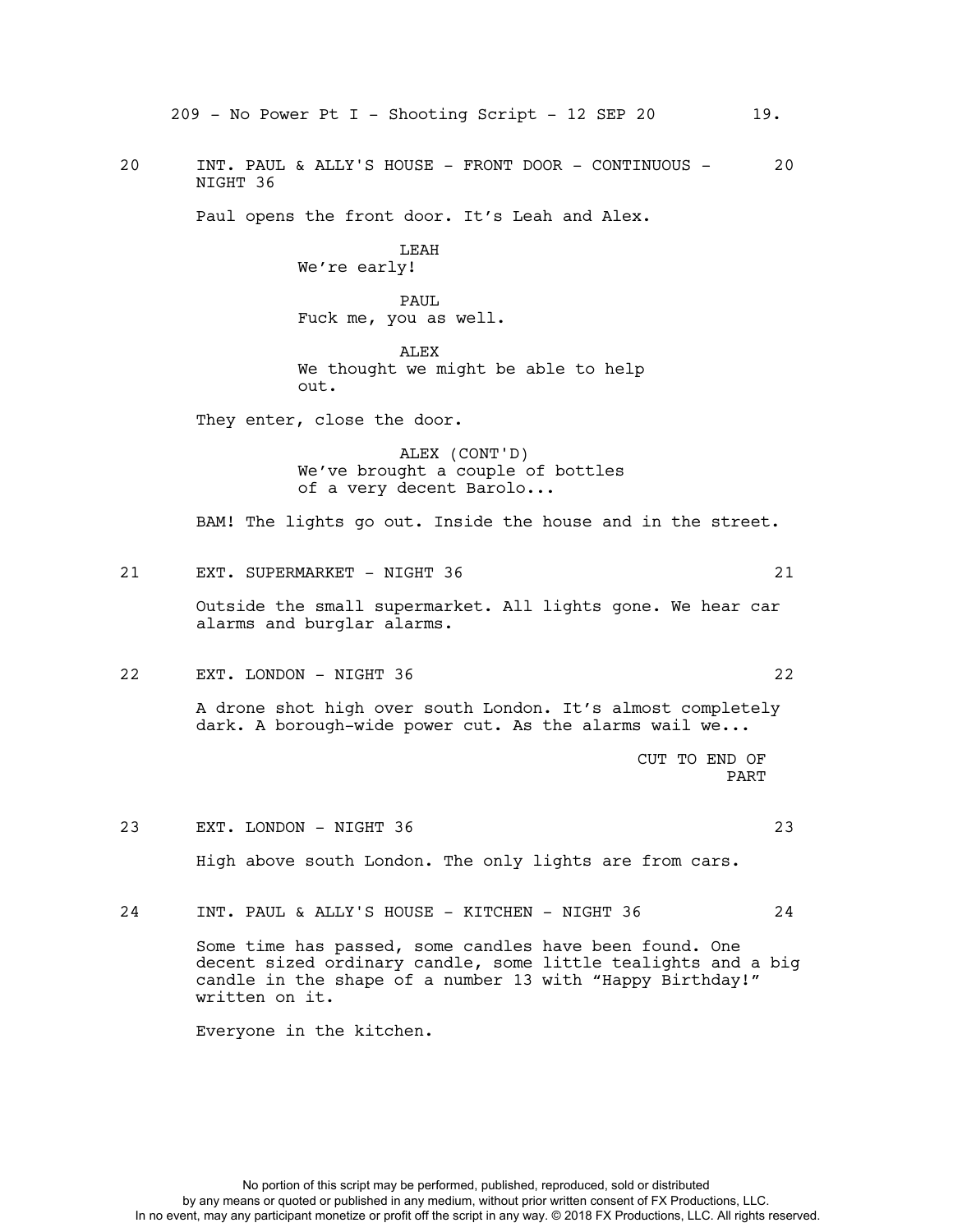20 INT. PAUL & ALLY'S HOUSE - FRONT DOOR - CONTINUOUS - NIGHT 36 20

Paul opens the front door. It's Leah and Alex.

LEAH
We're early!

PAUL
Fuck me, you as well.

ALEX
We thought we might be able to help out.

They enter, close the door.

ALEX (CONT'D)
We've brought a couple of bottles of a very decent Barolo...

BAM! The lights go out. Inside the house and in the street.

21 EXT. SUPERMARKET - NIGHT 36 21

Outside the small supermarket. All lights gone. We hear car alarms and burglar alarms.

22 EXT. LONDON - NIGHT 36 22

A drone shot high over south London. It's almost completely dark. A borough-wide power cut. As the alarms wail we...

CUT TO END OF PART

23 EXT. LONDON - NIGHT 36 23

High above south London. The only lights are from cars.

24 INT. PAUL & ALLY'S HOUSE - KITCHEN - NIGHT 36 24

Some time has passed, some candles have been found. One decent sized ordinary candle, some little tealights and a big candle in the shape of a number 13 with "Happy Birthday!" written on it.

Everyone in the kitchen.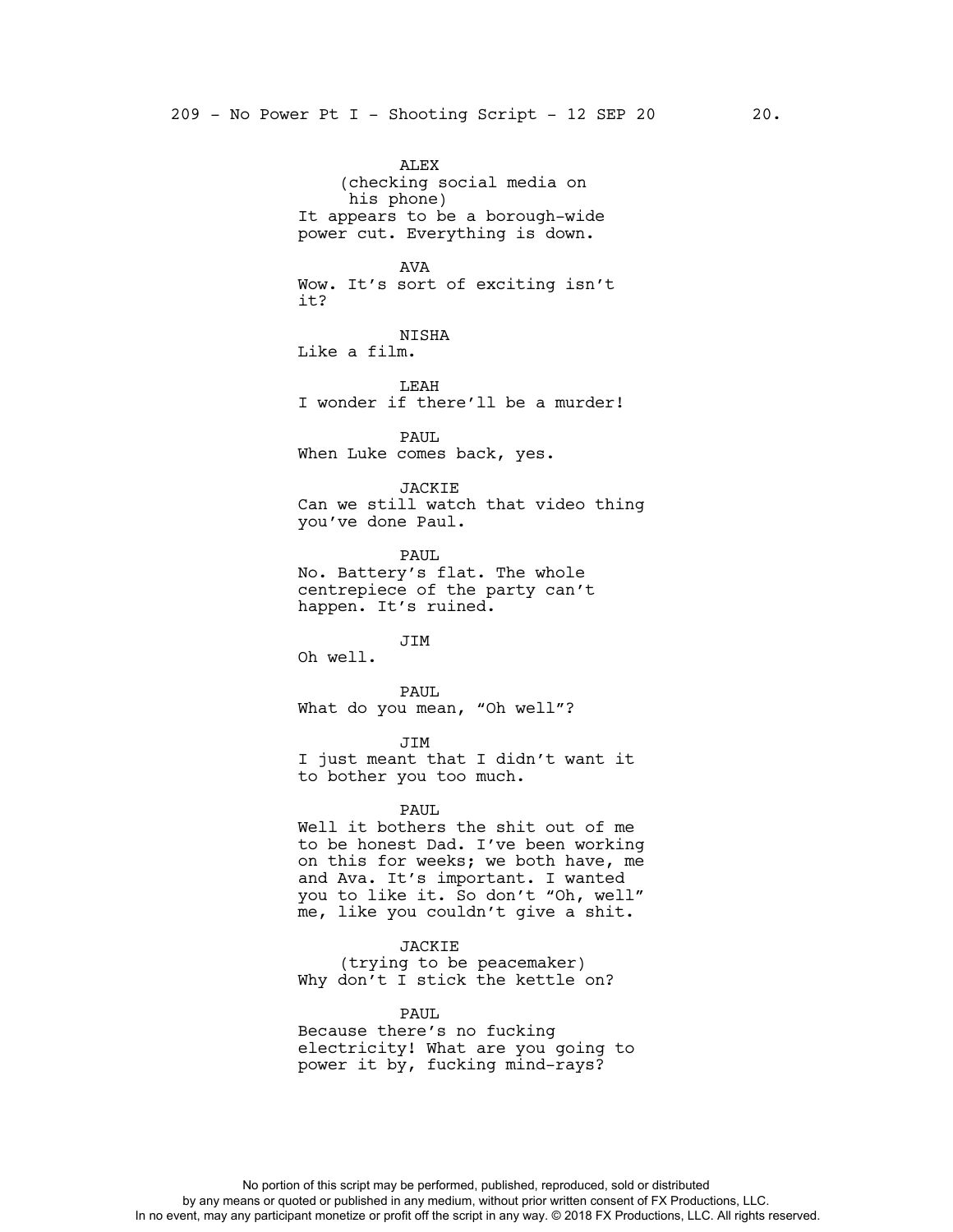ALEX
(checking social media on his phone)
It appears to be a borough-wide power cut. Everything is down.

AVA
Wow. It's sort of exciting isn't it?

NISHA
Like a film.

LEAH
I wonder if there'll be a murder!

PAUL
When Luke comes back, yes.

JACKIE
Can we still watch that video thing you've done Paul.

PAUL
No. Battery's flat. The whole centrepiece of the party can't happen. It's ruined.

JIM
Oh well.

PAUL
What do you mean, "Oh well"?

JIM
I just meant that I didn't want it to bother you too much.

PAUL
Well it bothers the shit out of me to be honest Dad. I've been working on this for weeks; we both have, me and Ava. It's important. I wanted you to like it. So don't "Oh, well" me, like you couldn't give a shit.

JACKIE
(trying to be peacemaker)
Why don't I stick the kettle on?

PAUL
Because there's no fucking electricity! What are you going to power it by, fucking mind-rays?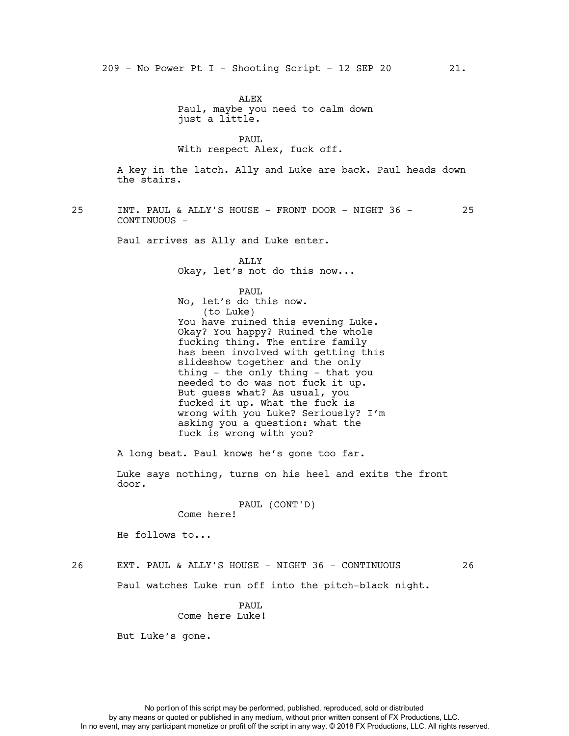ALEX
Paul, maybe you need to calm down just a little.

PAUL
With respect Alex, fuck off.

A key in the latch. Ally and Luke are back. Paul heads down the stairs.

25 INT. PAUL & ALLY'S HOUSE - FRONT DOOR - NIGHT 36 - CONTINUOUS - 25

Paul arrives as Ally and Luke enter.

ALLY
Okay, let's not do this now...

PAUL
No, let's do this now.
(to Luke)
You have ruined this evening Luke. Okay? You happy? Ruined the whole fucking thing. The entire family has been involved with getting this slideshow together and the only thing - the only thing - that you needed to do was not fuck it up. But guess what? As usual, you fucked it up. What the fuck is wrong with you Luke? Seriously? I'm asking you a question: what the fuck is wrong with you?

A long beat. Paul knows he's gone too far.

Luke says nothing, turns on his heel and exits the front door.

PAUL (CONT'D)
Come here!

He follows to...

26 EXT. PAUL & ALLY'S HOUSE - NIGHT 36 - CONTINUOUS 26

Paul watches Luke run off into the pitch-black night.

PAUL
Come here Luke!

But Luke's gone.

No portion of this script may be performed, published, reproduced, sold or distributed by any means or quoted or published in any medium, without prior written consent of FX Productions, LLC. In no event, may any participant monetize or profit off the script in any way. © 2018 FX Productions, LLC. All rights reserved.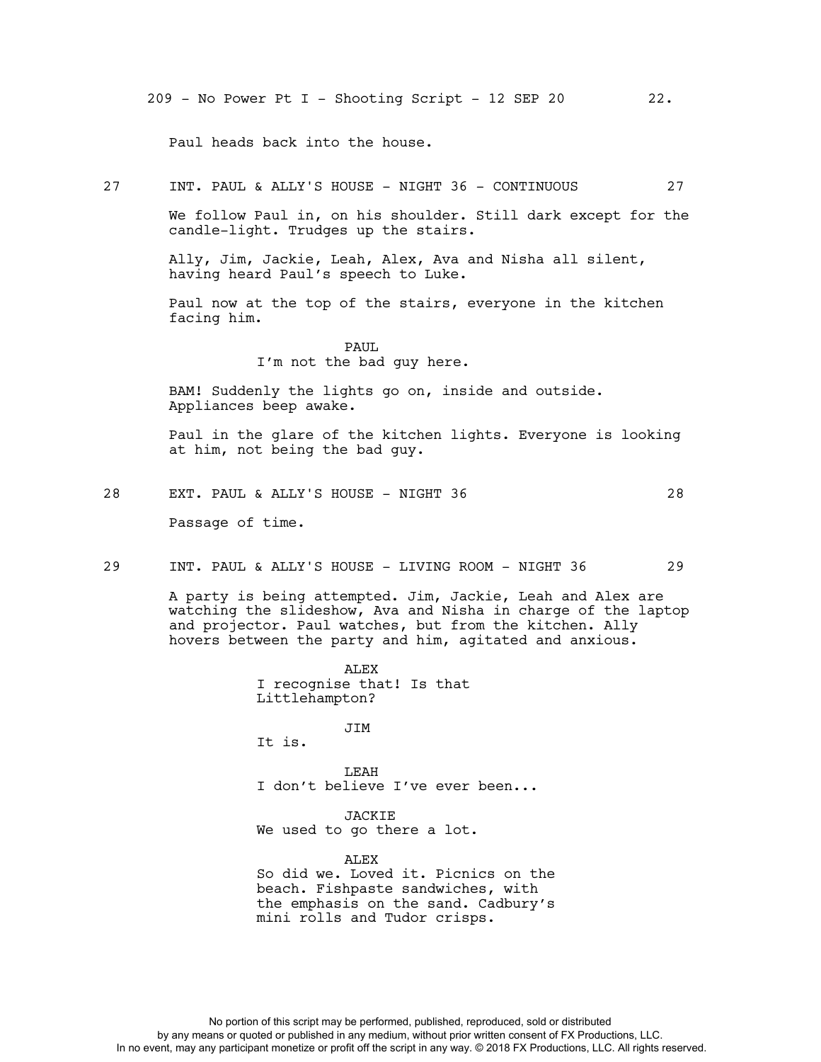Paul heads back into the house.

27 INT. PAUL & ALLY'S HOUSE - NIGHT 36 - CONTINUOUS 27

We follow Paul in, on his shoulder. Still dark except for the candle-light. Trudges up the stairs.

Ally, Jim, Jackie, Leah, Alex, Ava and Nisha all silent, having heard Paul's speech to Luke.

Paul now at the top of the stairs, everyone in the kitchen facing him.

PAUL
I'm not the bad guy here.

BAM! Suddenly the lights go on, inside and outside. Appliances beep awake.

Paul in the glare of the kitchen lights. Everyone is looking at him, not being the bad guy.

28 EXT. PAUL & ALLY'S HOUSE - NIGHT 36 28

Passage of time.

29 INT. PAUL & ALLY'S HOUSE - LIVING ROOM - NIGHT 36 29

A party is being attempted. Jim, Jackie, Leah and Alex are watching the slideshow, Ava and Nisha in charge of the laptop and projector. Paul watches, but from the kitchen. Ally hovers between the party and him, agitated and anxious.

ALEX
I recognise that! Is that Littlehampton?

JIM
It is.

LEAH
I don't believe I've ever been...

JACKIE
We used to go there a lot.

ALEX
So did we. Loved it. Picnics on the beach. Fishpaste sandwiches, with the emphasis on the sand. Cadbury's mini rolls and Tudor crisps.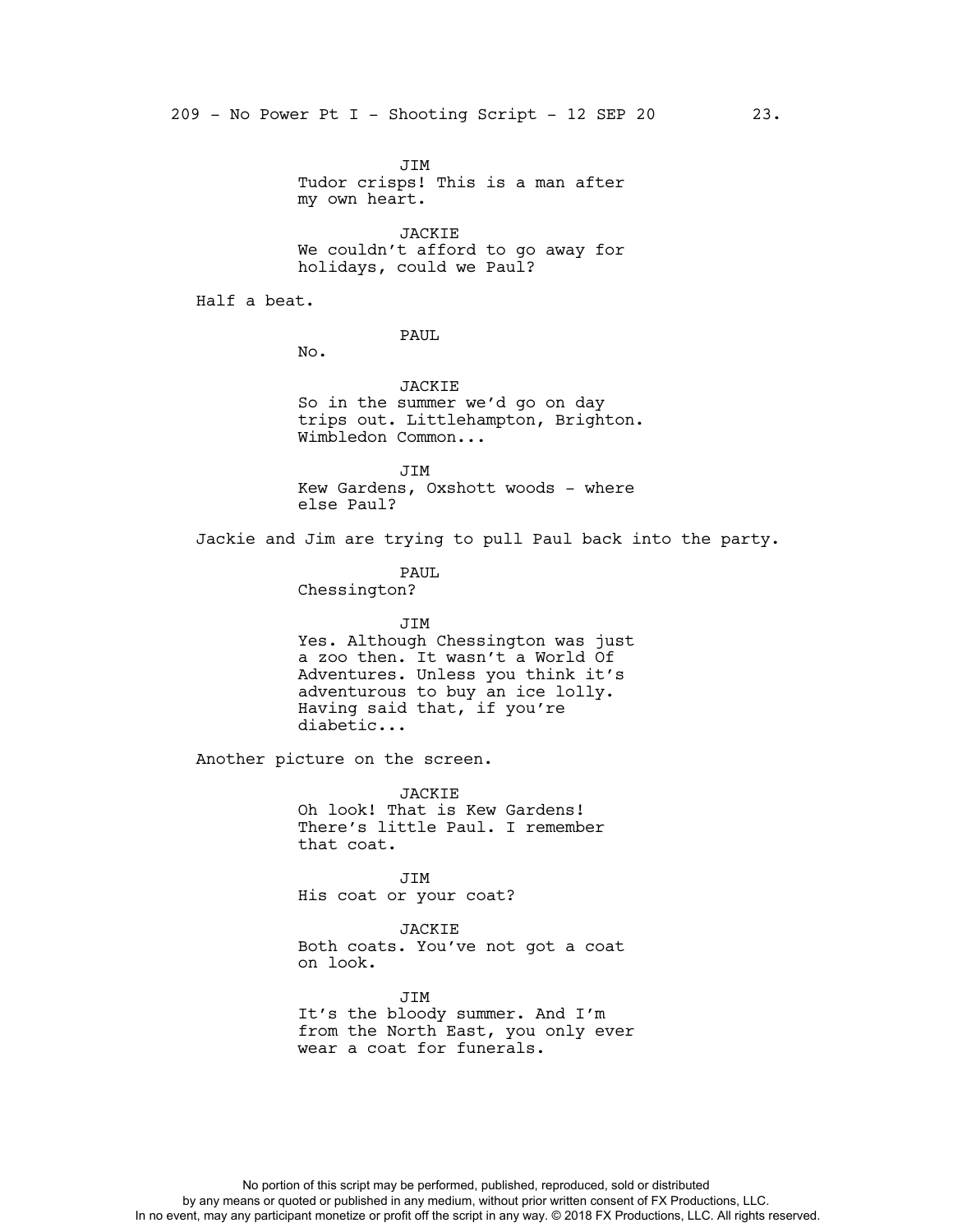JIM
Tudor crisps! This is a man after my own heart.

JACKIE
We couldn't afford to go away for holidays, could we Paul?

Half a beat.

PAUL
No.

JACKIE
So in the summer we'd go on day trips out. Littlehampton, Brighton. Wimbledon Common...

JIM
Kew Gardens, Oxshott woods - where else Paul?

Jackie and Jim are trying to pull Paul back into the party.

PAUL
Chessington?

JIM
Yes. Although Chessington was just a zoo then. It wasn't a World Of Adventures. Unless you think it's adventurous to buy an ice lolly. Having said that, if you're diabetic...

Another picture on the screen.

JACKIE
Oh look! That is Kew Gardens! There's little Paul. I remember that coat.

JIM
His coat or your coat?

JACKIE
Both coats. You've not got a coat on look.

JIM
It's the bloody summer. And I'm from the North East, you only ever wear a coat for funerals.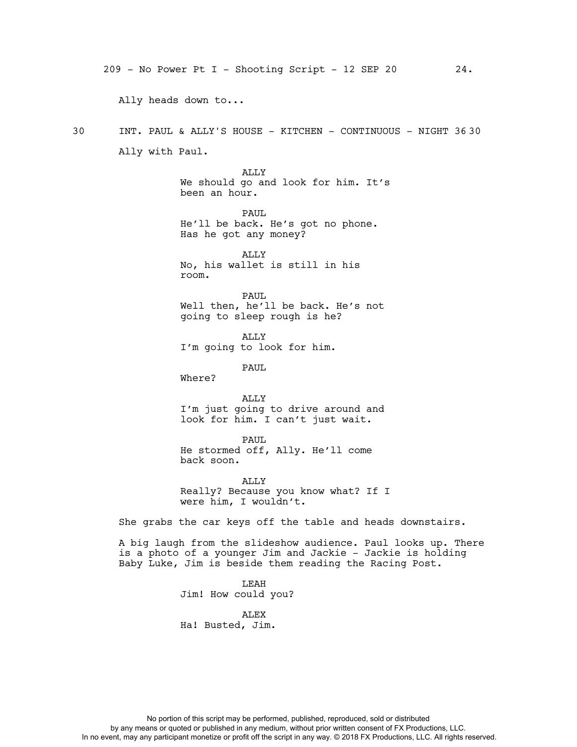Ally heads down to...

30 INT. PAUL & ALLY'S HOUSE - KITCHEN - CONTINUOUS - NIGHT 36 30

Ally with Paul.

ALLY
We should go and look for him. It's been an hour.

PAUL
He'll be back. He's got no phone. Has he got any money?

ALLY
No, his wallet is still in his room.

PAUL
Well then, he'll be back. He's not going to sleep rough is he?

ALLY
I'm going to look for him.

PAUL
Where?

ALLY
I'm just going to drive around and look for him. I can't just wait.

PAUL
He stormed off, Ally. He'll come back soon.

ALLY
Really? Because you know what? If I were him, I wouldn't.

She grabs the car keys off the table and heads downstairs.

A big laugh from the slideshow audience. Paul looks up. There is a photo of a younger Jim and Jackie - Jackie is holding Baby Luke, Jim is beside them reading the Racing Post.

LEAH
Jim! How could you?

ALEX
Ha! Busted, Jim.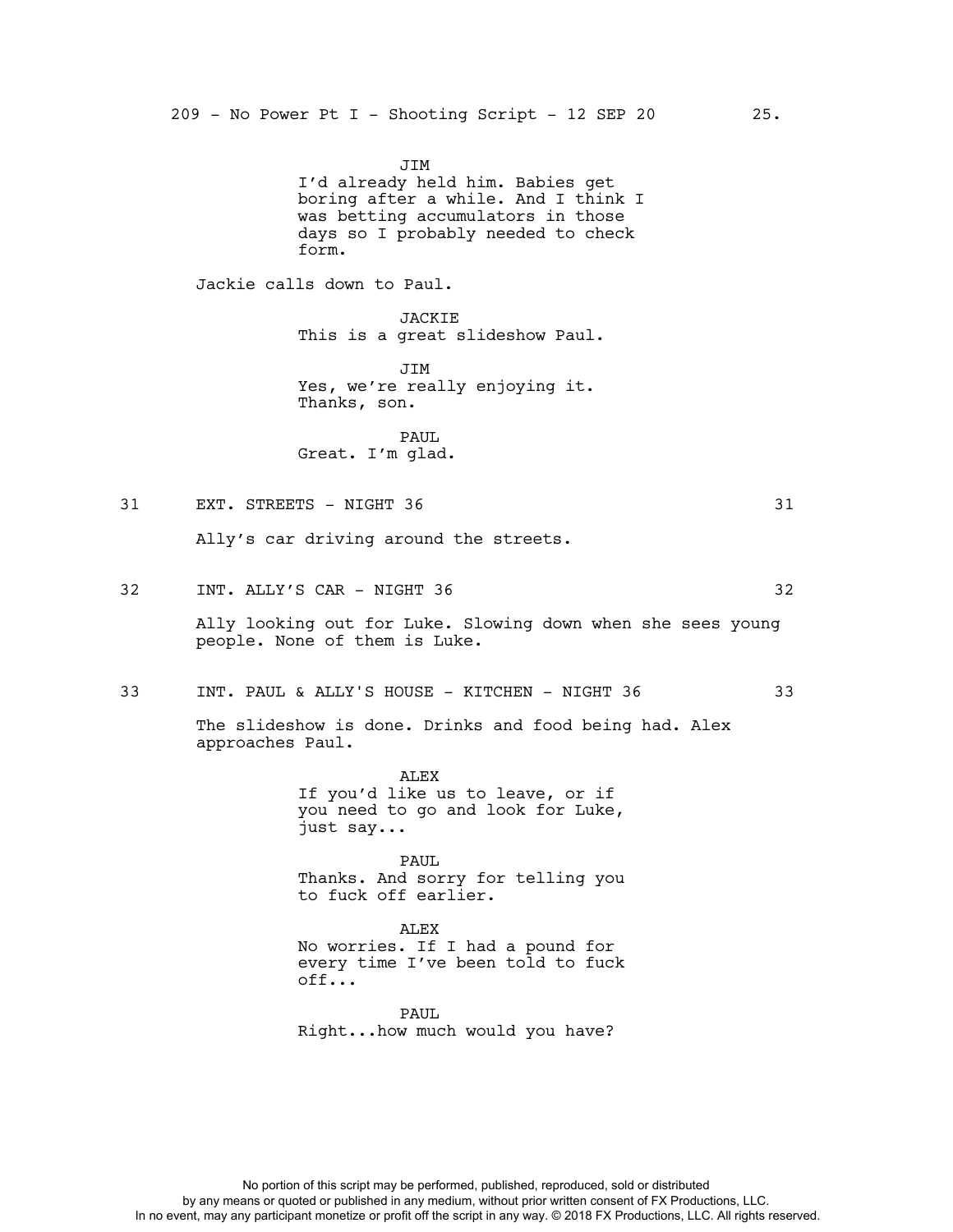JIM
I'd already held him. Babies get boring after a while. And I think I was betting accumulators in those days so I probably needed to check form.

Jackie calls down to Paul.

JACKIE
This is a great slideshow Paul.

JIM
Yes, we're really enjoying it. Thanks, son.

PAUL
Great. I'm glad.

31 EXT. STREETS - NIGHT 36 31

Ally's car driving around the streets.

32 INT. ALLY'S CAR - NIGHT 36 32

Ally looking out for Luke. Slowing down when she sees young people. None of them is Luke.

33 INT. PAUL & ALLY'S HOUSE - KITCHEN - NIGHT 36 33

The slideshow is done. Drinks and food being had. Alex approaches Paul.

ALEX
If you'd like us to leave, or if you need to go and look for Luke, just say...

PAUL
Thanks. And sorry for telling you to fuck off earlier.

ALEX
No worries. If I had a pound for every time I've been told to fuck off...

PAUL
Right...how much would you have?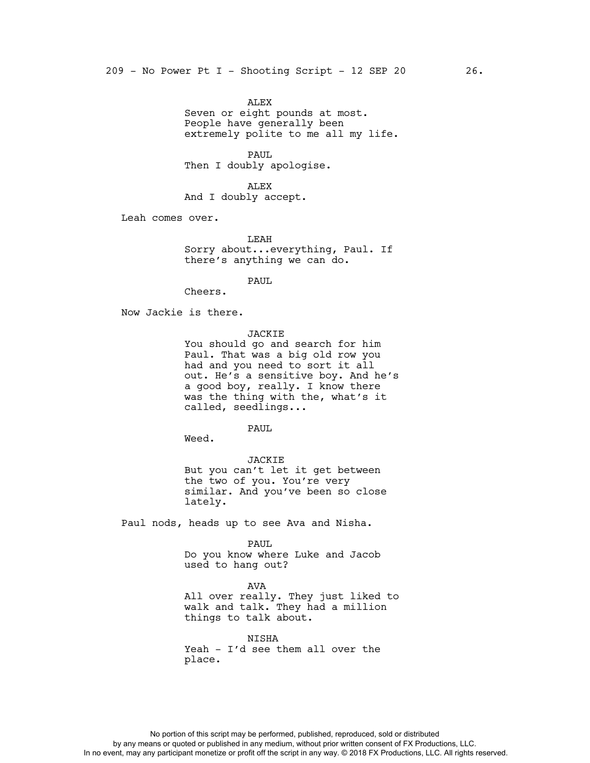ALEX
Seven or eight pounds at most. People have generally been extremely polite to me all my life.

PAUL
Then I doubly apologise.

ALEX
And I doubly accept.

Leah comes over.

LEAH
Sorry about...everything, Paul. If there's anything we can do.

PAUL
Cheers.

Now Jackie is there.

JACKIE
You should go and search for him Paul. That was a big old row you had and you need to sort it all out. He's a sensitive boy. And he's a good boy, really. I know there was the thing with the, what's it called, seedlings...

PAUL
Weed.

JACKIE
But you can't let it get between the two of you. You're very similar. And you've been so close lately.

Paul nods, heads up to see Ava and Nisha.

PAUL
Do you know where Luke and Jacob used to hang out?

AVA
All over really. They just liked to walk and talk. They had a million things to talk about.

NISHA
Yeah - I'd see them all over the place.

No portion of this script may be performed, published, reproduced, sold or distributed by any means or quoted or published in any medium, without prior written consent of FX Productions, LLC. In no event, may any participant monetize or profit off the script in any way. © 2018 FX Productions, LLC. All rights reserved.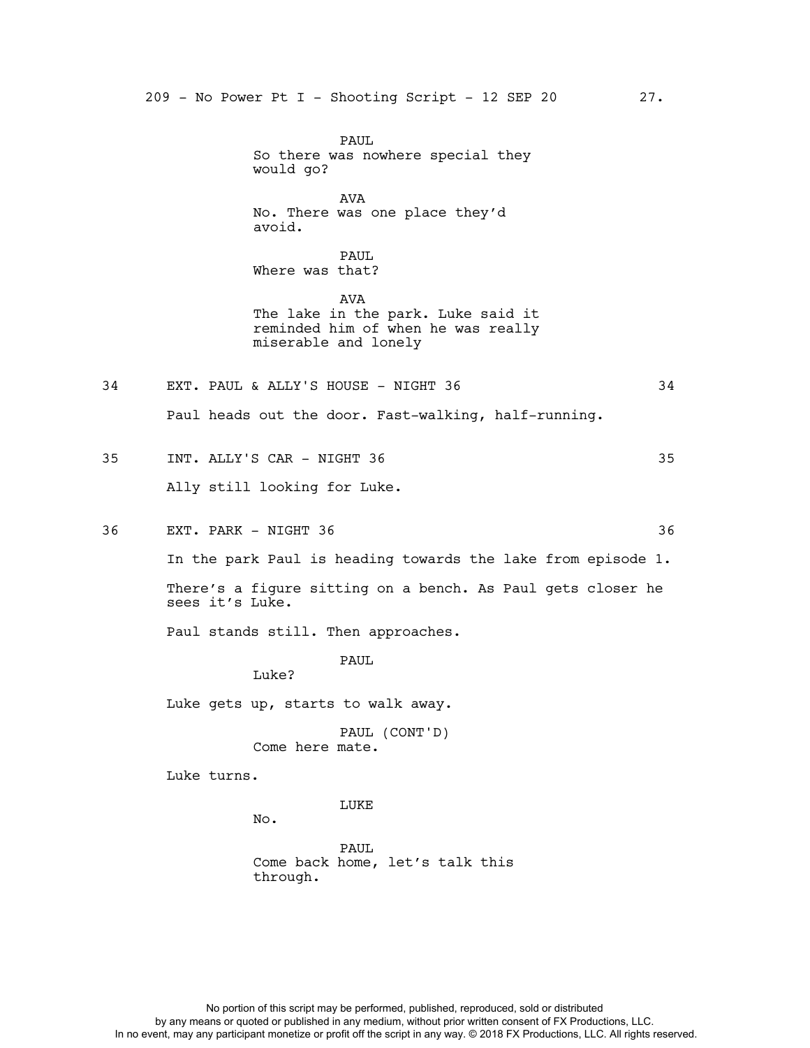PAUL
So there was nowhere special they would go?

AVA
No. There was one place they'd avoid.

PAUL
Where was that?

AVA
The lake in the park. Luke said it reminded him of when he was really miserable and lonely

34 EXT. PAUL & ALLY'S HOUSE - NIGHT 36 34

Paul heads out the door. Fast-walking, half-running.

35 INT. ALLY'S CAR - NIGHT 36 35

Ally still looking for Luke.

36 EXT. PARK - NIGHT 36 36

In the park Paul is heading towards the lake from episode 1.

There's a figure sitting on a bench. As Paul gets closer he sees it's Luke.

Paul stands still. Then approaches.

PAUL
Luke?

Luke gets up, starts to walk away.

PAUL (CONT'D)
Come here mate.

Luke turns.

LUKE
No.

PAUL
Come back home, let's talk this through.

No portion of this script may be performed, published, reproduced, sold or distributed by any means or quoted or published in any medium, without prior written consent of FX Productions, LLC. In no event, may any participant monetize or profit off the script in any way. © 2018 FX Productions, LLC. All rights reserved.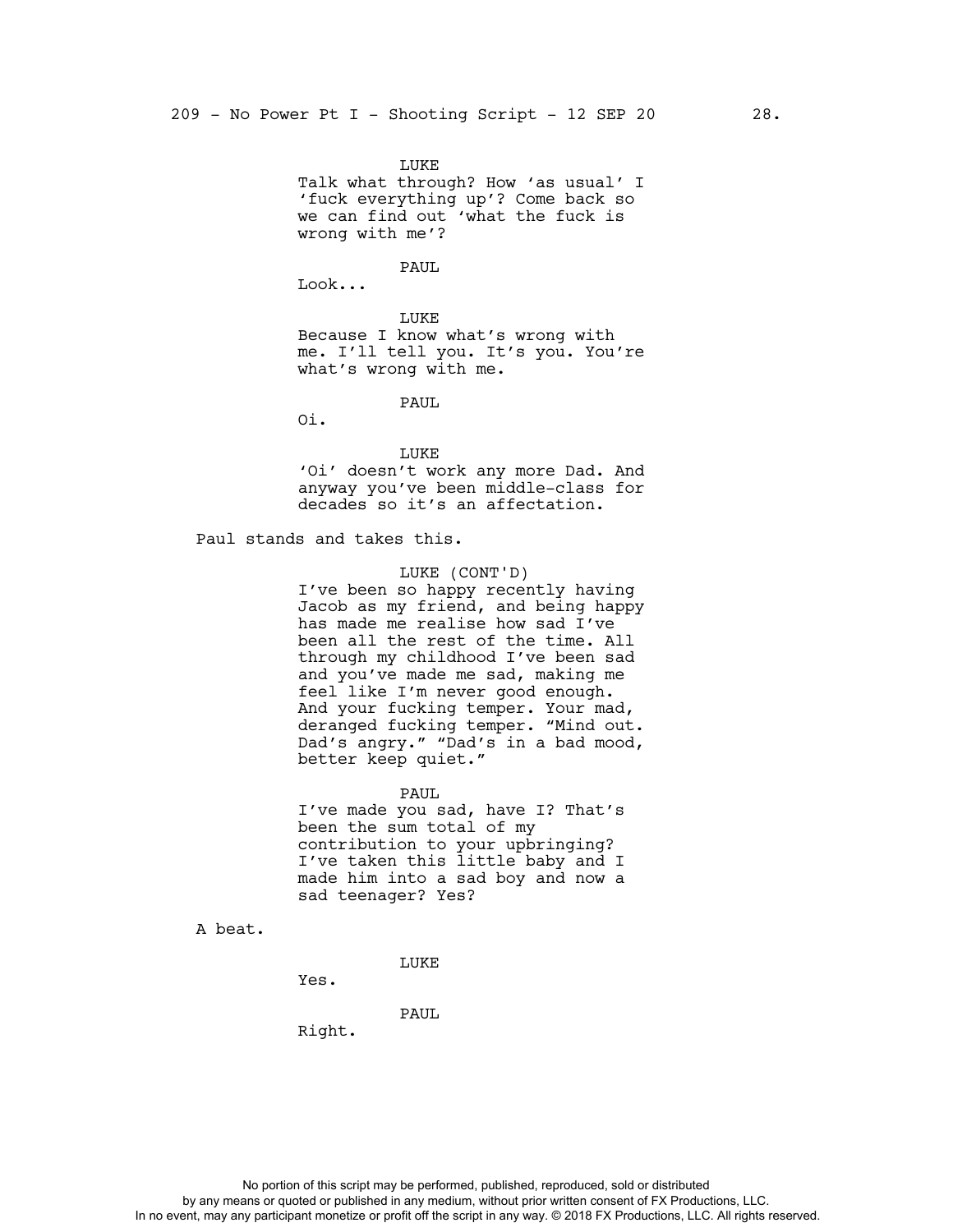LUKE
Talk what through? How 'as usual' I 'fuck everything up'? Come back so we can find out 'what the fuck is wrong with me'?

PAUL
Look...

LUKE
Because I know what's wrong with me. I'll tell you. It's you. You're what's wrong with me.

PAUL
Oi.

LUKE
'Oi' doesn't work any more Dad. And anyway you've been middle-class for decades so it's an affectation.

Paul stands and takes this.

LUKE (CONT'D)
I've been so happy recently having Jacob as my friend, and being happy has made me realise how sad I've been all the rest of the time. All through my childhood I've been sad and you've made me sad, making me feel like I'm never good enough. And your fucking temper. Your mad, deranged fucking temper. "Mind out. Dad's angry." "Dad's in a bad mood, better keep quiet."

PAUL
I've made you sad, have I? That's been the sum total of my contribution to your upbringing? I've taken this little baby and I made him into a sad boy and now a sad teenager? Yes?

A beat.

LUKE
Yes.

PAUL
Right.

No portion of this script may be performed, published, reproduced, sold or distributed by any means or quoted or published in any medium, without prior written consent of FX Productions, LLC. In no event, may any participant monetize or profit off the script in any way. © 2018 FX Productions, LLC. All rights reserved.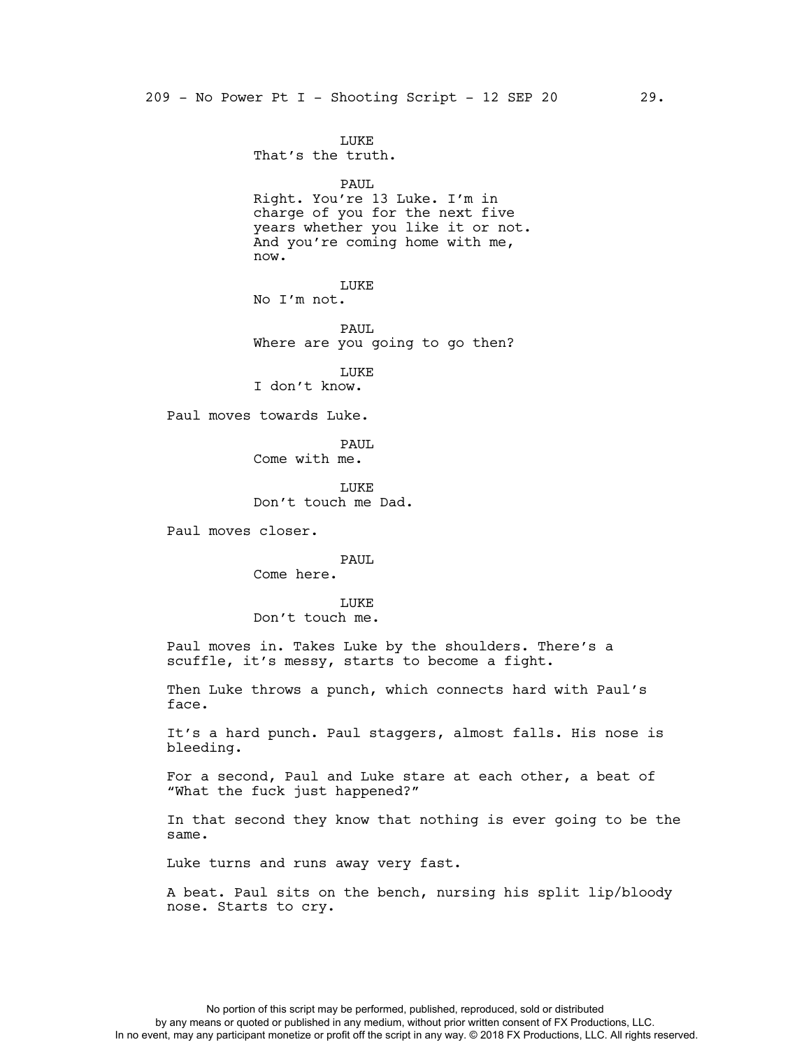LUKE
That's the truth.

PAUL
Right. You're 13 Luke. I'm in charge of you for the next five years whether you like it or not. And you're coming home with me, now.

LUKE
No I'm not.

PAUL
Where are you going to go then?

LUKE
I don't know.

Paul moves towards Luke.

PAUL
Come with me.

LUKE
Don't touch me Dad.

Paul moves closer.

PAUL
Come here.

LUKE
Don't touch me.

Paul moves in. Takes Luke by the shoulders. There's a scuffle, it's messy, starts to become a fight.

Then Luke throws a punch, which connects hard with Paul's face.

It's a hard punch. Paul staggers, almost falls. His nose is bleeding.

For a second, Paul and Luke stare at each other, a beat of "What the fuck just happened?"

In that second they know that nothing is ever going to be the same.

Luke turns and runs away very fast.

A beat. Paul sits on the bench, nursing his split lip/bloody nose. Starts to cry.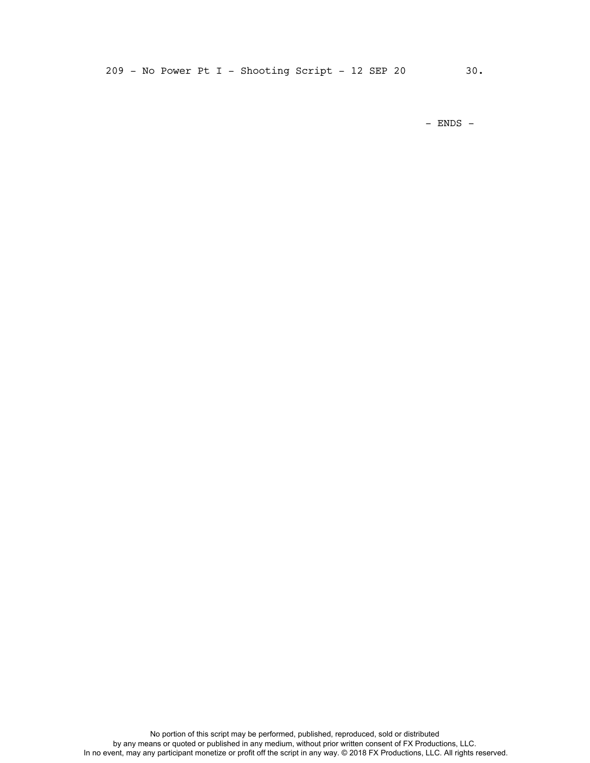- ENDS -

No portion of this script may be performed, published, reproduced, sold or distributed by any means or quoted or published in any medium, without prior written consent of FX Productions, LLC. In no event, may any participant monetize or profit off the script in any way. © 2018 FX Productions, LLC. All rights reserved.